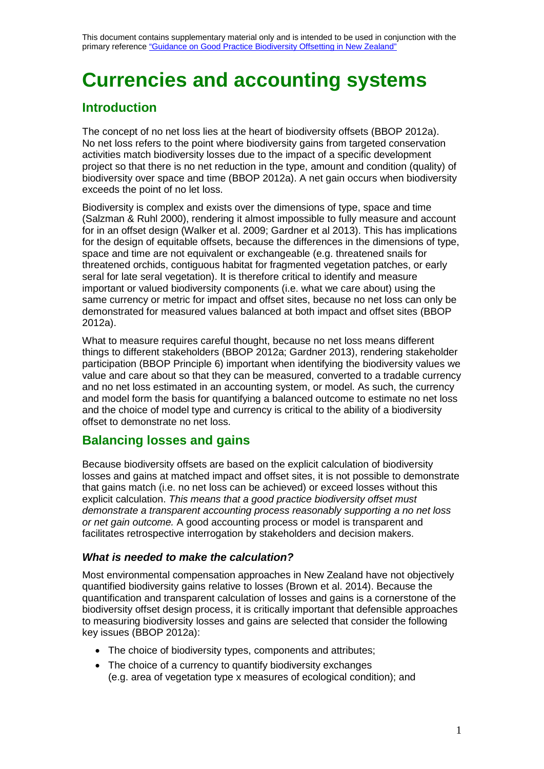This document contains supplementary material only and is intended to be used in conjunction with the primary reference ["Guidance on Good Practice Biodiversity Offsetting in New Zealand"]

# Currencies and accounting systems

## Introduction

The concept of no net loss lies at the heart of biodiversity offsets (BBOP 2012a). No net loss refers to the point where biodiversity gains from targeted conservation activities match biodiversity losses due to the impact of a specific development project so that there is no net reduction in the type, amount and condition (quality) of biodiversity over space and time (BBOP 2012a). A net gain occurs when biodiversity exceeds the point of no let loss.

Biodiversity is complex and exists over the dimensions of type, space and time (Salzman & Ruhl 2000), rendering it almost impossible to fully measure and account for in an offset design (Walker et al. 2009; Gardner et al 2013). This has implications for the design of equitable offsets, because the differences in the dimensions of type, space and time are not equivalent or exchangeable (e.g. threatened snails for threatened orchids, contiguous habitat for fragmented vegetation patches, or early seral for late seral vegetation). It is therefore critical to identify and measure important or valued biodiversity components (i.e. what we care about) using the same currency or metric for impact and offset sites, because no net loss can only be demonstrated for measured values balanced at both impact and offset sites (BBOP 2012a).

What to measure requires careful thought, because no net loss means different things to different stakeholders (BBOP 2012a; Gardner 2013), rendering stakeholder participation (BBOP Principle 6) important when identifying the biodiversity values we value and care about so that they can be measured, converted to a tradable currency and no net loss estimated in an accounting system, or model. As such, the currency and model form the basis for quantifying a balanced outcome to estimate no net loss and the choice of model type and currency is critical to the ability of a biodiversity offset to demonstrate no net loss.

## Balancing losses and gains

Because biodiversity offsets are based on the explicit calculation of biodiversity losses and gains at matched impact and offset sites, it is not possible to demonstrate that gains match (i.e. no net loss can be achieved) or exceed losses without this explicit calculation. *This means that a good practice biodiversity offset must demonstrate a transparent accounting process reasonably supporting a no net loss or net gain outcome.* A good accounting process or model is transparent and facilitates retrospective interrogation by stakeholders and decision makers.

### *What is needed to make the calculation?*

Most environmental compensation approaches in New Zealand have not objectively quantified biodiversity gains relative to losses (Brown et al. 2014). Because the quantification and transparent calculation of losses and gains is a cornerstone of the biodiversity offset design process, it is critically important that defensible approaches to measuring biodiversity losses and gains are selected that consider the following key issues (BBOP 2012a):

- The choice of biodiversity types, components and attributes;
- The choice of a currency to quantify biodiversity exchanges (e.g. area of vegetation type x measures of ecological condition); and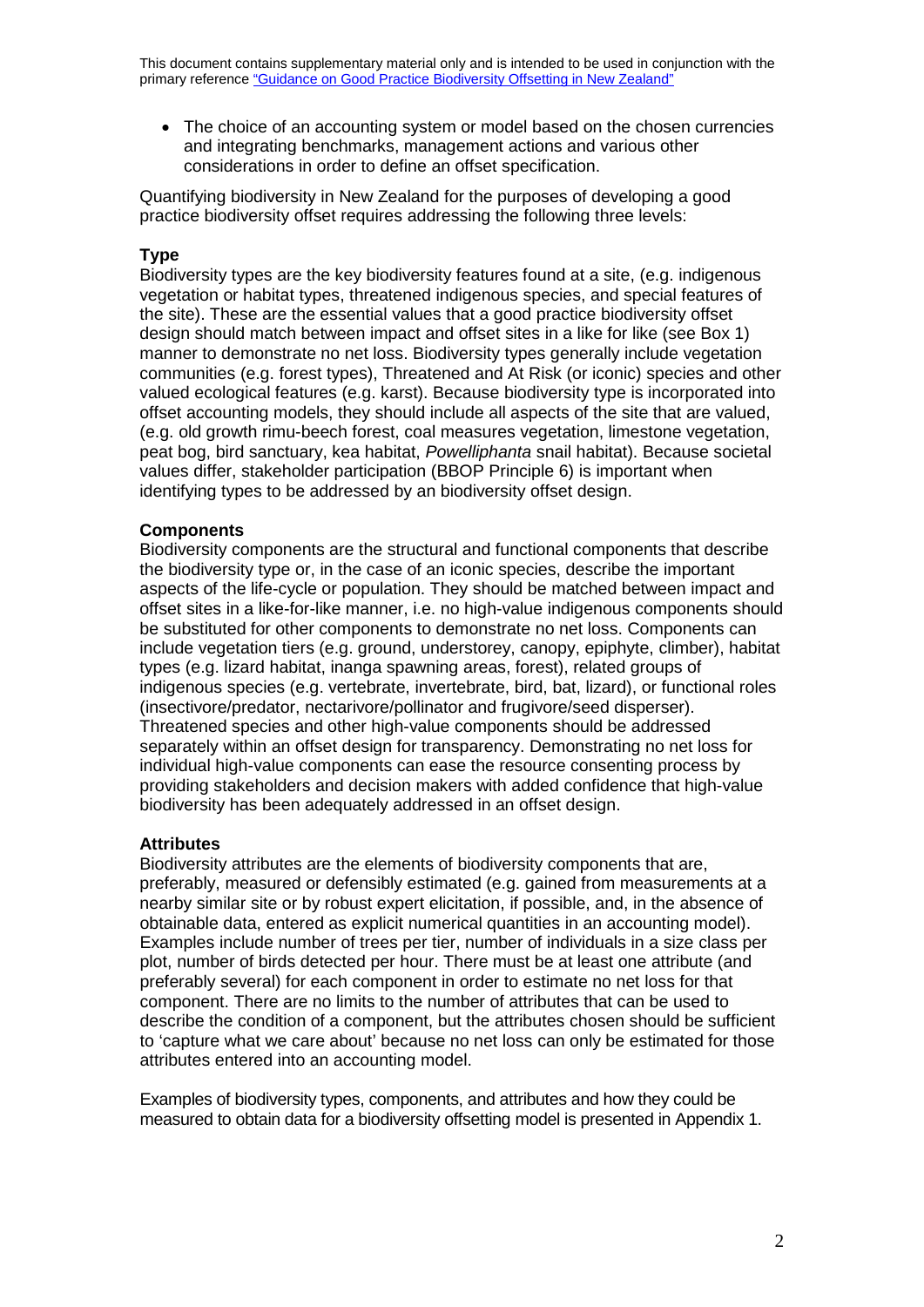This document contains supplementary material only and is intended to be used in conjunction with the primary reference "Guidance on Good Practice Biodiversity Offsetting in New Zealand"

- The choice of an accounting system or model based on the chosen currencies and integrating benchmarks, management actions and various other considerations in order to define an offset specification.

Quantifying biodiversity in New Zealand for the purposes of developing a good practice biodiversity offset requires addressing the following three levels:

**Type**

Biodiversity types are the key biodiversity features found at a site, (e.g. indigenous vegetation or habitat types, threatened indigenous species, and special features of the site). These are the essential values that a good practice biodiversity offset design should match between impact and offset sites in a like for like (see Box 1) manner to demonstrate no net loss. Biodiversity types generally include vegetation communities (e.g. forest types), Threatened and At Risk (or iconic) species and other valued ecological features (e.g. karst). Because biodiversity type is incorporated into offset accounting models, they should include all aspects of the site that are valued, (e.g. old growth rimu-beech forest, coal measures vegetation, limestone vegetation, peat bog, bird sanctuary, kea habitat, *Powelliphanta* snail habitat). Because societal values differ, stakeholder participation (BBOP Principle 6) is important when identifying types to be addressed by an biodiversity offset design.

**Components**

Biodiversity components are the structural and functional components that describe the biodiversity type or, in the case of an iconic species, describe the important aspects of the life-cycle or population. They should be matched between impact and offset sites in a like-for-like manner, i.e. no high-value indigenous components should be substituted for other components to demonstrate no net loss. Components can include vegetation tiers (e.g. ground, understorey, canopy, epiphyte, climber), habitat types (e.g. lizard habitat, inanga spawning areas, forest), related groups of indigenous species (e.g. vertebrate, invertebrate, bird, bat, lizard), or functional roles (insectivore/predator, nectarivore/pollinator and frugivore/seed disperser). Threatened species and other high-value components should be addressed separately within an offset design for transparency. Demonstrating no net loss for individual high-value components can ease the resource consenting process by providing stakeholders and decision makers with added confidence that high-value biodiversity has been adequately addressed in an offset design.

**Attributes**

Biodiversity attributes are the elements of biodiversity components that are, preferably, measured or defensibly estimated (e.g. gained from measurements at a nearby similar site or by robust expert elicitation, if possible, and, in the absence of obtainable data, entered as explicit numerical quantities in an accounting model). Examples include number of trees per tier, number of individuals in a size class per plot, number of birds detected per hour. There must be at least one attribute (and preferably several) for each component in order to estimate no net loss for that component. There are no limits to the number of attributes that can be used to describe the condition of a component, but the attributes chosen should be sufficient to 'capture what we care about' because no net loss can only be estimated for those attributes entered into an accounting model.

Examples of biodiversity types, components, and attributes and how they could be measured to obtain data for a biodiversity offsetting model is presented in Appendix 1.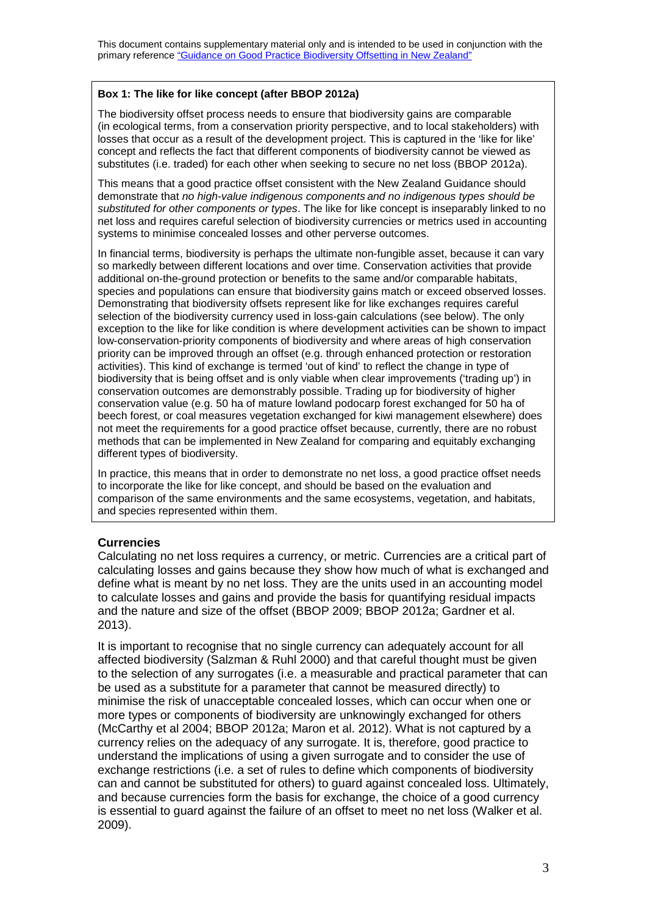This document contains supplementary material only and is intended to be used in conjunction with the primary reference "Guidance on Good Practice Biodiversity Offsetting in New Zealand"

**Box 1: The like for like concept (after BBOP 2012a)**

The biodiversity offset process needs to ensure that biodiversity gains are comparable (in ecological terms, from a conservation priority perspective, and to local stakeholders) with losses that occur as a result of the development project. This is captured in the 'like for like' concept and reflects the fact that different components of biodiversity cannot be viewed as substitutes (i.e. traded) for each other when seeking to secure no net loss (BBOP 2012a).

This means that a good practice offset consistent with the New Zealand Guidance should demonstrate that *no high-value indigenous components and no indigenous types should be substituted for other components or types*. The like for like concept is inseparably linked to no net loss and requires careful selection of biodiversity currencies or metrics used in accounting systems to minimise concealed losses and other perverse outcomes.

In financial terms, biodiversity is perhaps the ultimate non-fungible asset, because it can vary so markedly between different locations and over time. Conservation activities that provide additional on-the-ground protection or benefits to the same and/or comparable habitats, species and populations can ensure that biodiversity gains match or exceed observed losses. Demonstrating that biodiversity offsets represent like for like exchanges requires careful selection of the biodiversity currency used in loss-gain calculations (see below). The only exception to the like for like condition is where development activities can be shown to impact low-conservation-priority components of biodiversity and where areas of high conservation priority can be improved through an offset (e.g. through enhanced protection or restoration activities). This kind of exchange is termed 'out of kind' to reflect the change in type of biodiversity that is being offset and is only viable when clear improvements ('trading up') in conservation outcomes are demonstrably possible. Trading up for biodiversity of higher conservation value (e.g. 50 ha of mature lowland podocarp forest exchanged for 50 ha of beech forest, or coal measures vegetation exchanged for kiwi management elsewhere) does not meet the requirements for a good practice offset because, currently, there are no robust methods that can be implemented in New Zealand for comparing and equitably exchanging different types of biodiversity.

In practice, this means that in order to demonstrate no net loss, a good practice offset needs to incorporate the like for like concept, and should be based on the evaluation and comparison of the same environments and the same ecosystems, vegetation, and habitats, and species represented within them.

### Currencies

Calculating no net loss requires a currency, or metric. Currencies are a critical part of calculating losses and gains because they show how much of what is exchanged and define what is meant by no net loss. They are the units used in an accounting model to calculate losses and gains and provide the basis for quantifying residual impacts and the nature and size of the offset (BBOP 2009; BBOP 2012a; Gardner et al. 2013).

It is important to recognise that no single currency can adequately account for all affected biodiversity (Salzman & Ruhl 2000) and that careful thought must be given to the selection of any surrogates (i.e. a measurable and practical parameter that can be used as a substitute for a parameter that cannot be measured directly) to minimise the risk of unacceptable concealed losses, which can occur when one or more types or components of biodiversity are unknowingly exchanged for others (McCarthy et al 2004; BBOP 2012a; Maron et al. 2012). What is not captured by a currency relies on the adequacy of any surrogate. It is, therefore, good practice to understand the implications of using a given surrogate and to consider the use of exchange restrictions (i.e. a set of rules to define which components of biodiversity can and cannot be substituted for others) to guard against concealed loss. Ultimately, and because currencies form the basis for exchange, the choice of a good currency is essential to guard against the failure of an offset to meet no net loss (Walker et al. 2009).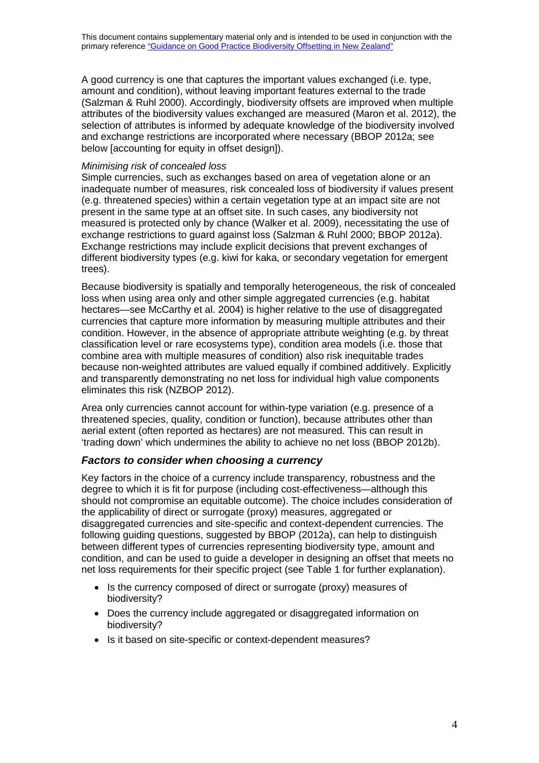This document contains supplementary material only and is intended to be used in conjunction with the primary reference ["Guidance on Good Practice Biodiversity Offsetting in New Zealand"]

A good currency is one that captures the important values exchanged (i.e. type, amount and condition), without leaving important features external to the trade (Salzman & Ruhl 2000). Accordingly, biodiversity offsets are improved when multiple attributes of the biodiversity values exchanged are measured (Maron et al. 2012), the selection of attributes is informed by adequate knowledge of the biodiversity involved and exchange restrictions are incorporated where necessary (BBOP 2012a; see below [accounting for equity in offset design]).

*Minimising risk of concealed loss*

Simple currencies, such as exchanges based on area of vegetation alone or an inadequate number of measures, risk concealed loss of biodiversity if values present (e.g. threatened species) within a certain vegetation type at an impact site are not present in the same type at an offset site. In such cases, any biodiversity not measured is protected only by chance (Walker et al. 2009), necessitating the use of exchange restrictions to guard against loss (Salzman & Ruhl 2000; BBOP 2012a). Exchange restrictions may include explicit decisions that prevent exchanges of different biodiversity types (e.g. kiwi for kaka, or secondary vegetation for emergent trees).

Because biodiversity is spatially and temporally heterogeneous, the risk of concealed loss when using area only and other simple aggregated currencies (e.g. habitat hectares—see McCarthy et al. 2004) is higher relative to the use of disaggregated currencies that capture more information by measuring multiple attributes and their condition. However, in the absence of appropriate attribute weighting (e.g. by threat classification level or rare ecosystems type), condition area models (i.e. those that combine area with multiple measures of condition) also risk inequitable trades because non-weighted attributes are valued equally if combined additively. Explicitly and transparently demonstrating no net loss for individual high value components eliminates this risk (NZBOP 2012).

Area only currencies cannot account for within-type variation (e.g. presence of a threatened species, quality, condition or function), because attributes other than aerial extent (often reported as hectares) are not measured. This can result in 'trading down' which undermines the ability to achieve no net loss (BBOP 2012b).

### ***Factors to consider when choosing a currency***

Key factors in the choice of a currency include transparency, robustness and the degree to which it is fit for purpose (including cost-effectiveness—although this should not compromise an equitable outcome). The choice includes consideration of the applicability of direct or surrogate (proxy) measures, aggregated or disaggregated currencies and site-specific and context-dependent currencies. The following guiding questions, suggested by BBOP (2012a), can help to distinguish between different types of currencies representing biodiversity type, amount and condition, and can be used to guide a developer in designing an offset that meets no net loss requirements for their specific project (see Table 1 for further explanation).

- Is the currency composed of direct or surrogate (proxy) measures of biodiversity?
- Does the currency include aggregated or disaggregated information on biodiversity?
- Is it based on site-specific or context-dependent measures?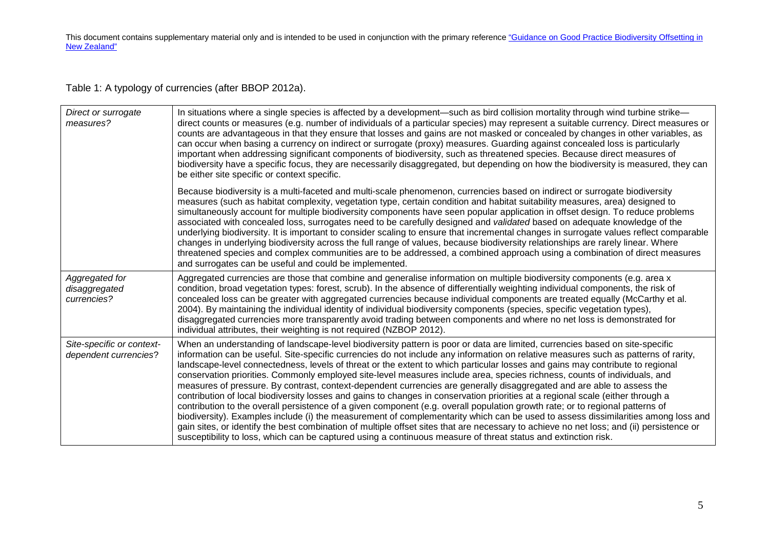This document contains supplementary material only and is intended to be used in conjunction with the primary reference "Guidance on Good Practice Biodiversity Offsetting in New Zealand"

Table 1: A typology of currencies (after BBOP 2012a).

| | |
|---|---|
| *Direct or surrogate measures?* | In situations where a single species is affected by a development—such as bird collision mortality through wind turbine strike—direct counts or measures (e.g. number of individuals of a particular species) may represent a suitable currency. Direct measures or counts are advantageous in that they ensure that losses and gains are not masked or concealed by changes in other variables, as can occur when basing a currency on indirect or surrogate (proxy) measures. Guarding against concealed loss is particularly important when addressing significant components of biodiversity, such as threatened species. Because direct measures of biodiversity have a specific focus, they are necessarily disaggregated, but depending on how the biodiversity is measured, they can be either site specific or context specific.<br><br>Because biodiversity is a multi-faceted and multi-scale phenomenon, currencies based on indirect or surrogate biodiversity measures (such as habitat complexity, vegetation type, certain condition and habitat suitability measures, area) designed to simultaneously account for multiple biodiversity components have seen popular application in offset design. To reduce problems associated with concealed loss, surrogates need to be carefully designed and *validated* based on adequate knowledge of the underlying biodiversity. It is important to consider scaling to ensure that incremental changes in surrogate values reflect comparable changes in underlying biodiversity across the full range of values, because biodiversity relationships are rarely linear. Where threatened species and complex communities are to be addressed, a combined approach using a combination of direct measures and surrogates can be useful and could be implemented. |
| *Aggregated for disaggregated currencies?* | Aggregated currencies are those that combine and generalise information on multiple biodiversity components (e.g. area x condition, broad vegetation types: forest, scrub). In the absence of differentially weighting individual components, the risk of concealed loss can be greater with aggregated currencies because individual components are treated equally (McCarthy et al. 2004). By maintaining the individual identity of individual biodiversity components (species, specific vegetation types), disaggregated currencies more transparently avoid trading between components and where no net loss is demonstrated for individual attributes, their weighting is not required (NZBOP 2012). |
| *Site-specific or context-dependent currencies*? | When an understanding of landscape-level biodiversity pattern is poor or data are limited, currencies based on site-specific information can be useful. Site-specific currencies do not include any information on relative measures such as patterns of rarity, landscape-level connectedness, levels of threat or the extent to which particular losses and gains may contribute to regional conservation priorities. Commonly employed site-level measures include area, species richness, counts of individuals, and measures of pressure. By contrast, context-dependent currencies are generally disaggregated and are able to assess the contribution of local biodiversity losses and gains to changes in conservation priorities at a regional scale (either through a contribution to the overall persistence of a given component (e.g. overall population growth rate; or to regional patterns of biodiversity). Examples include (i) the measurement of complementarity which can be used to assess dissimilarities among loss and gain sites, or identify the best combination of multiple offset sites that are necessary to achieve no net loss; and (ii) persistence or susceptibility to loss, which can be captured using a continuous measure of threat status and extinction risk. |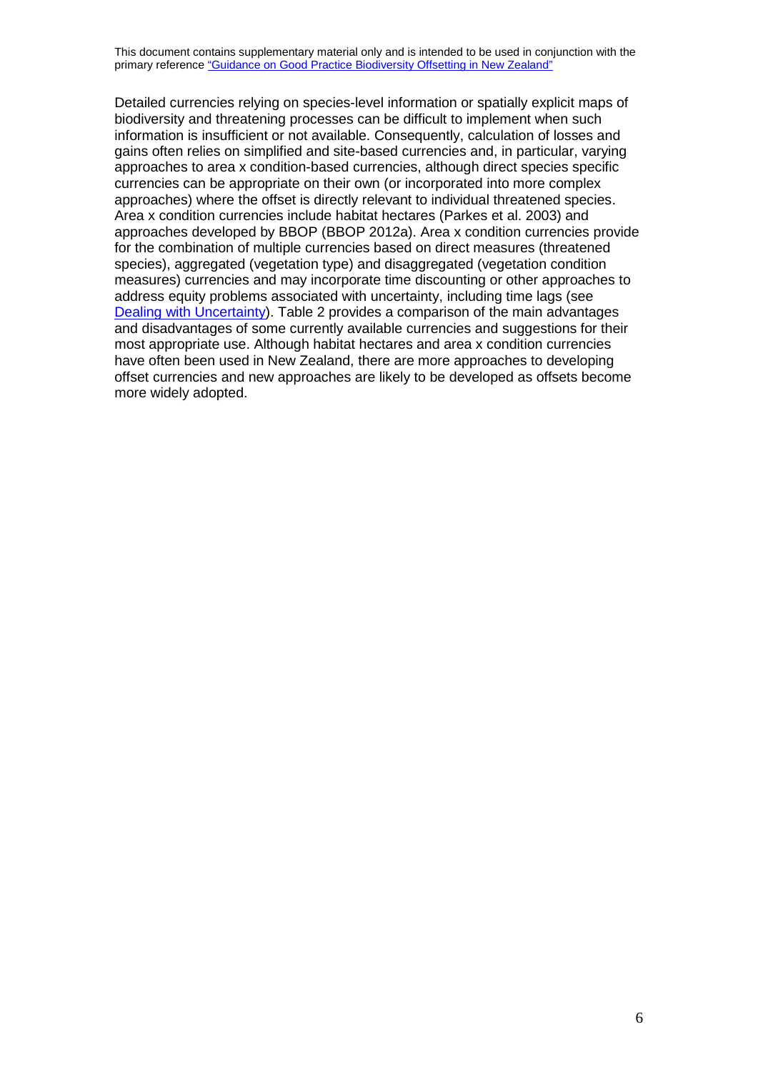Detailed currencies relying on species-level information or spatially explicit maps of biodiversity and threatening processes can be difficult to implement when such information is insufficient or not available. Consequently, calculation of losses and gains often relies on simplified and site-based currencies and, in particular, varying approaches to area x condition-based currencies, although direct species specific currencies can be appropriate on their own (or incorporated into more complex approaches) where the offset is directly relevant to individual threatened species. Area x condition currencies include habitat hectares (Parkes et al. 2003) and approaches developed by BBOP (BBOP 2012a). Area x condition currencies provide for the combination of multiple currencies based on direct measures (threatened species), aggregated (vegetation type) and disaggregated (vegetation condition measures) currencies and may incorporate time discounting or other approaches to address equity problems associated with uncertainty, including time lags (see [Dealing with Uncertainty](#)). Table 2 provides a comparison of the main advantages and disadvantages of some currently available currencies and suggestions for their most appropriate use. Although habitat hectares and area x condition currencies have often been used in New Zealand, there are more approaches to developing offset currencies and new approaches are likely to be developed as offsets become more widely adopted.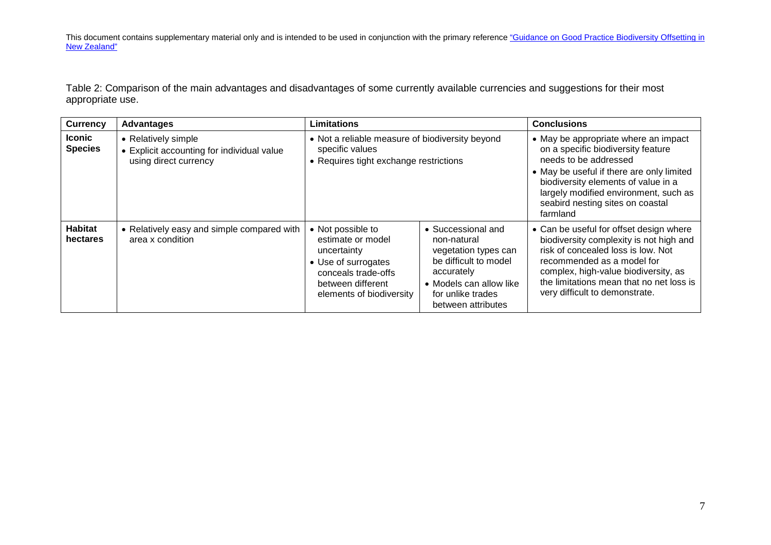Table 2: Comparison of the main advantages and disadvantages of some currently available currencies and suggestions for their most appropriate use.

| Currency | Advantages | Limitations | | Conclusions |
|---|---|---|---|---|
| **Iconic Species** | • Relatively simple<br>• Explicit accounting for individual value using direct currency | • Not a reliable measure of biodiversity beyond specific values<br>• Requires tight exchange restrictions | | • May be appropriate where an impact on a specific biodiversity feature needs to be addressed<br>• May be useful if there are only limited biodiversity elements of value in a largely modified environment, such as seabird nesting sites on coastal farmland |
| **Habitat hectares** | • Relatively easy and simple compared with area x condition | • Not possible to estimate or model uncertainty<br>• Use of surrogates conceals trade-offs between different elements of biodiversity | • Successional and non-natural vegetation types can be difficult to model accurately<br>• Models can allow like for unlike trades between attributes | • Can be useful for offset design where biodiversity complexity is not high and risk of concealed loss is low. Not recommended as a model for complex, high-value biodiversity, as the limitations mean that no net loss is very difficult to demonstrate. |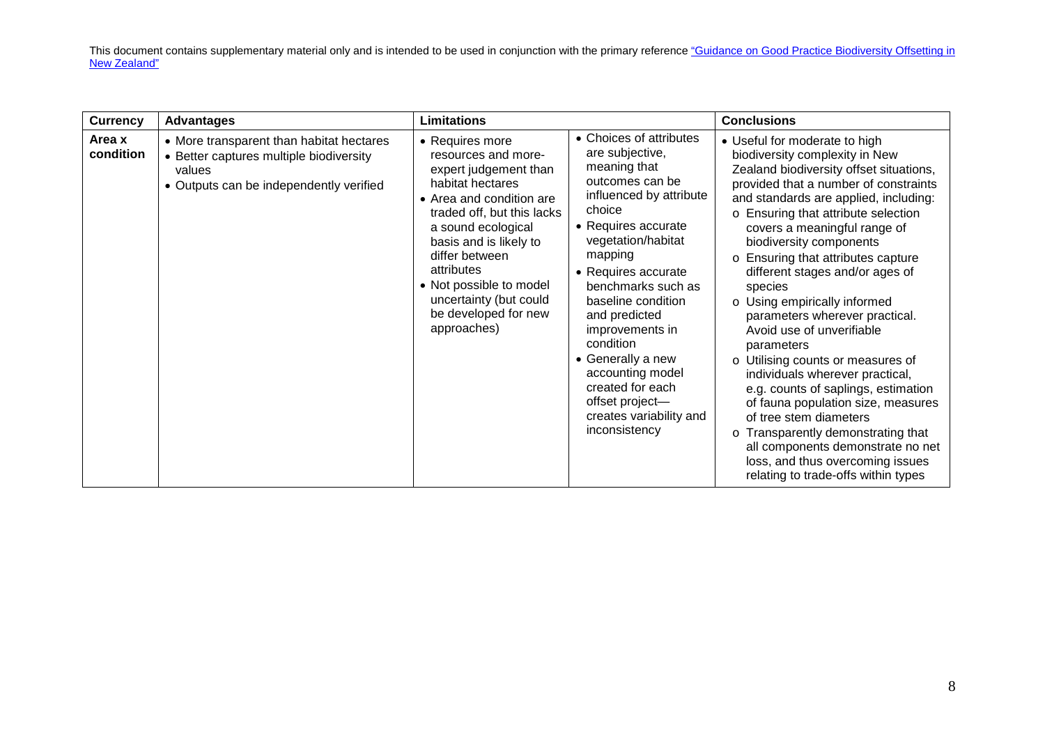| Currency | Advantages | Limitations | | Conclusions |
|---|---|---|---|---|
| **Area x condition** | • More transparent than habitat hectares<br>• Better captures multiple biodiversity values<br>• Outputs can be independently verified | • Requires more resources and more-expert judgement than habitat hectares<br>• Area and condition are traded off, but this lacks a sound ecological basis and is likely to differ between attributes<br>• Not possible to model uncertainty (but could be developed for new approaches) | • Choices of attributes are subjective, meaning that outcomes can be influenced by attribute choice<br>• Requires accurate vegetation/habitat mapping<br>• Requires accurate benchmarks such as baseline condition and predicted improvements in condition<br>• Generally a new accounting model created for each offset project—creates variability and inconsistency | • Useful for moderate to high biodiversity complexity in New Zealand biodiversity offset situations, provided that a number of constraints and standards are applied, including:<br>o Ensuring that attribute selection covers a meaningful range of biodiversity components<br>o Ensuring that attributes capture different stages and/or ages of species<br>o Using empirically informed parameters wherever practical. Avoid use of unverifiable parameters<br>o Utilising counts or measures of individuals wherever practical, e.g. counts of saplings, estimation of fauna population size, measures of tree stem diameters<br>o Transparently demonstrating that all components demonstrate no net loss, and thus overcoming issues relating to trade-offs within types |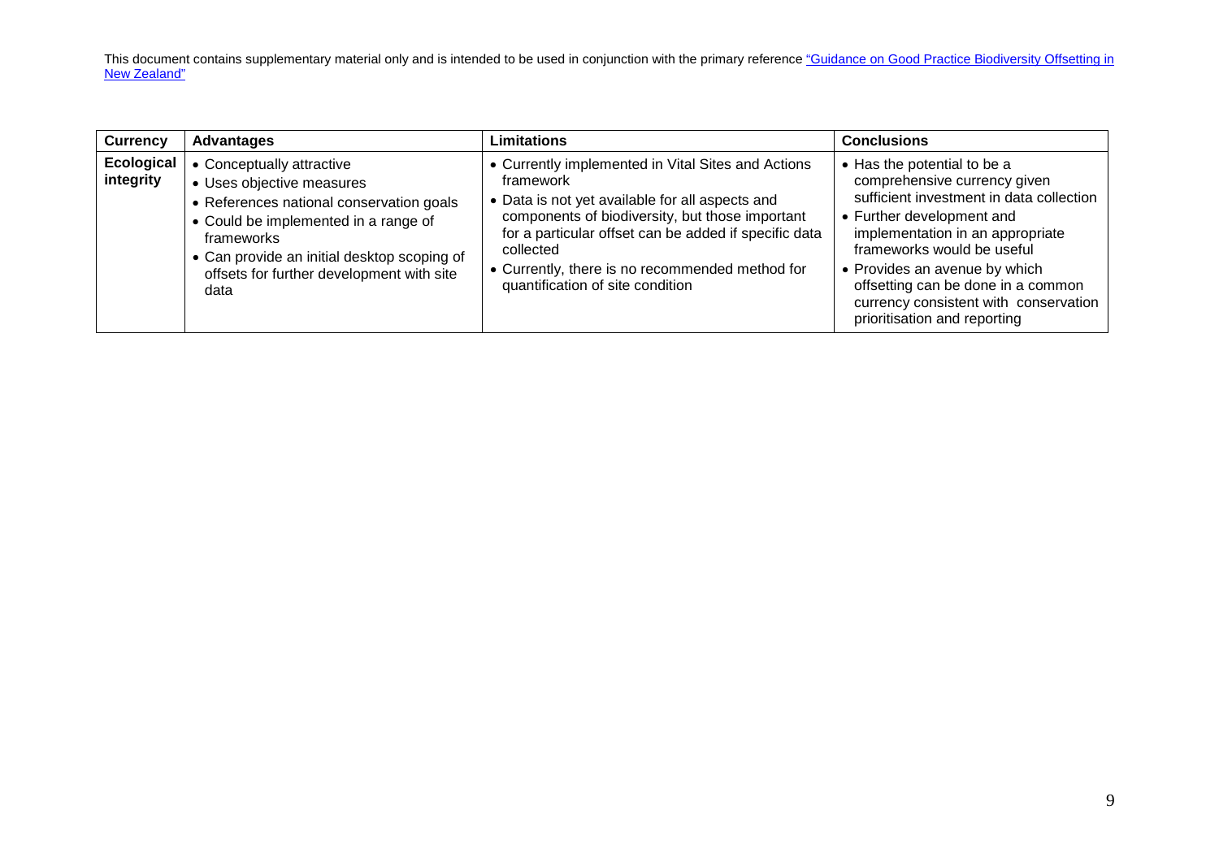This document contains supplementary material only and is intended to be used in conjunction with the primary reference [“Guidance on Good Practice Biodiversity Offsetting in New Zealand”]

| Currency | Advantages | Limitations | Conclusions |
|---|---|---|---|
| **Ecological integrity** | • Conceptually attractive<br>• Uses objective measures<br>• References national conservation goals<br>• Could be implemented in a range of frameworks<br>• Can provide an initial desktop scoping of offsets for further development with site data | • Currently implemented in Vital Sites and Actions framework<br>• Data is not yet available for all aspects and components of biodiversity, but those important for a particular offset can be added if specific data collected<br>• Currently, there is no recommended method for quantification of site condition | • Has the potential to be a comprehensive currency given sufficient investment in data collection<br>• Further development and implementation in an appropriate frameworks would be useful<br>• Provides an avenue by which offsetting can be done in a common currency consistent with conservation prioritisation and reporting |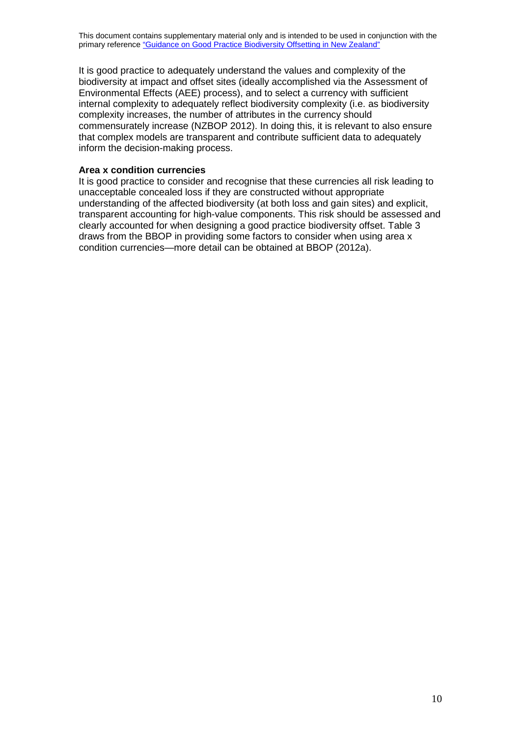This document contains supplementary material only and is intended to be used in conjunction with the primary reference ["Guidance on Good Practice Biodiversity Offsetting in New Zealand"]

It is good practice to adequately understand the values and complexity of the biodiversity at impact and offset sites (ideally accomplished via the Assessment of Environmental Effects (AEE) process), and to select a currency with sufficient internal complexity to adequately reflect biodiversity complexity (i.e. as biodiversity complexity increases, the number of attributes in the currency should commensurately increase (NZBOP 2012). In doing this, it is relevant to also ensure that complex models are transparent and contribute sufficient data to adequately inform the decision-making process.

**Area x condition currencies**

It is good practice to consider and recognise that these currencies all risk leading to unacceptable concealed loss if they are constructed without appropriate understanding of the affected biodiversity (at both loss and gain sites) and explicit, transparent accounting for high-value components. This risk should be assessed and clearly accounted for when designing a good practice biodiversity offset. Table 3 draws from the BBOP in providing some factors to consider when using area x condition currencies—more detail can be obtained at BBOP (2012a).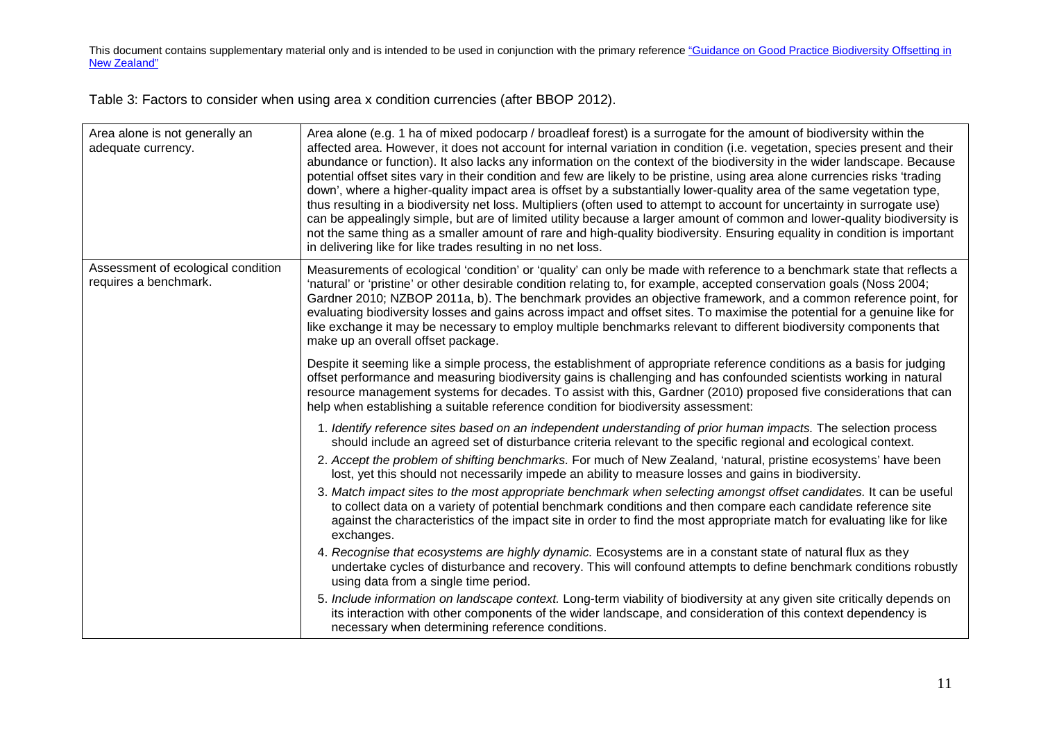This document contains supplementary material only and is intended to be used in conjunction with the primary reference ["Guidance on Good Practice Biodiversity Offsetting in New Zealand"]()

Table 3: Factors to consider when using area x condition currencies (after BBOP 2012).

| | |
|---|---|
| Area alone is not generally an adequate currency. | Area alone (e.g. 1 ha of mixed podocarp / broadleaf forest) is a surrogate for the amount of biodiversity within the affected area. However, it does not account for internal variation in condition (i.e. vegetation, species present and their abundance or function). It also lacks any information on the context of the biodiversity in the wider landscape. Because potential offset sites vary in their condition and few are likely to be pristine, using area alone currencies risks 'trading down', where a higher-quality impact area is offset by a substantially lower-quality area of the same vegetation type, thus resulting in a biodiversity net loss. Multipliers (often used to attempt to account for uncertainty in surrogate use) can be appealingly simple, but are of limited utility because a larger amount of common and lower-quality biodiversity is not the same thing as a smaller amount of rare and high-quality biodiversity. Ensuring equality in condition is important in delivering like for like trades resulting in no net loss. |
| Assessment of ecological condition requires a benchmark. | Measurements of ecological 'condition' or 'quality' can only be made with reference to a benchmark state that reflects a 'natural' or 'pristine' or other desirable condition relating to, for example, accepted conservation goals (Noss 2004; Gardner 2010; NZBOP 2011a, b). The benchmark provides an objective framework, and a common reference point, for evaluating biodiversity losses and gains across impact and offset sites. To maximise the potential for a genuine like for like exchange it may be necessary to employ multiple benchmarks relevant to different biodiversity components that make up an overall offset package.<br><br>Despite it seeming like a simple process, the establishment of appropriate reference conditions as a basis for judging offset performance and measuring biodiversity gains is challenging and has confounded scientists working in natural resource management systems for decades. To assist with this, Gardner (2010) proposed five considerations that can help when establishing a suitable reference condition for biodiversity assessment:<br><br>1. *Identify reference sites based on an independent understanding of prior human impacts.* The selection process should include an agreed set of disturbance criteria relevant to the specific regional and ecological context.<br>2. *Accept the problem of shifting benchmarks.* For much of New Zealand, 'natural, pristine ecosystems' have been lost, yet this should not necessarily impede an ability to measure losses and gains in biodiversity.<br>3. *Match impact sites to the most appropriate benchmark when selecting amongst offset candidates.* It can be useful to collect data on a variety of potential benchmark conditions and then compare each candidate reference site against the characteristics of the impact site in order to find the most appropriate match for evaluating like for like exchanges.<br>4. *Recognise that ecosystems are highly dynamic.* Ecosystems are in a constant state of natural flux as they undertake cycles of disturbance and recovery. This will confound attempts to define benchmark conditions robustly using data from a single time period.<br>5. *Include information on landscape context.* Long-term viability of biodiversity at any given site critically depends on its interaction with other components of the wider landscape, and consideration of this context dependency is necessary when determining reference conditions. |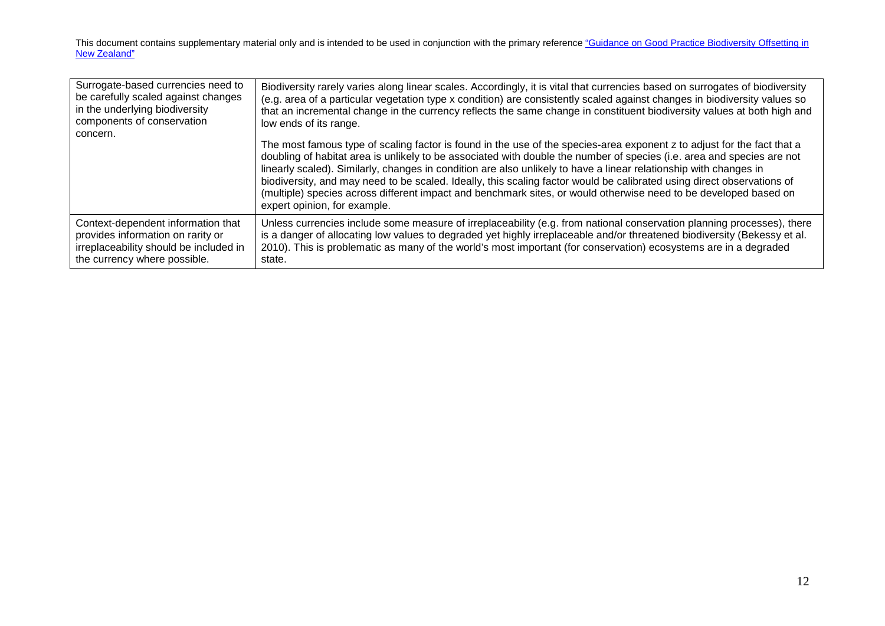| | |
|---|---|
| Surrogate-based currencies need to be carefully scaled against changes in the underlying biodiversity components of conservation concern. | Biodiversity rarely varies along linear scales. Accordingly, it is vital that currencies based on surrogates of biodiversity (e.g. area of a particular vegetation type x condition) are consistently scaled against changes in biodiversity values so that an incremental change in the currency reflects the same change in constituent biodiversity values at both high and low ends of its range.<br><br>The most famous type of scaling factor is found in the use of the species-area exponent z to adjust for the fact that a doubling of habitat area is unlikely to be associated with double the number of species (i.e. area and species are not linearly scaled). Similarly, changes in condition are also unlikely to have a linear relationship with changes in biodiversity, and may need to be scaled. Ideally, this scaling factor would be calibrated using direct observations of (multiple) species across different impact and benchmark sites, or would otherwise need to be developed based on expert opinion, for example. |
| Context-dependent information that provides information on rarity or irreplaceability should be included in the currency where possible. | Unless currencies include some measure of irreplaceability (e.g. from national conservation planning processes), there is a danger of allocating low values to degraded yet highly irreplaceable and/or threatened biodiversity (Bekessy et al. 2010). This is problematic as many of the world's most important (for conservation) ecosystems are in a degraded state. |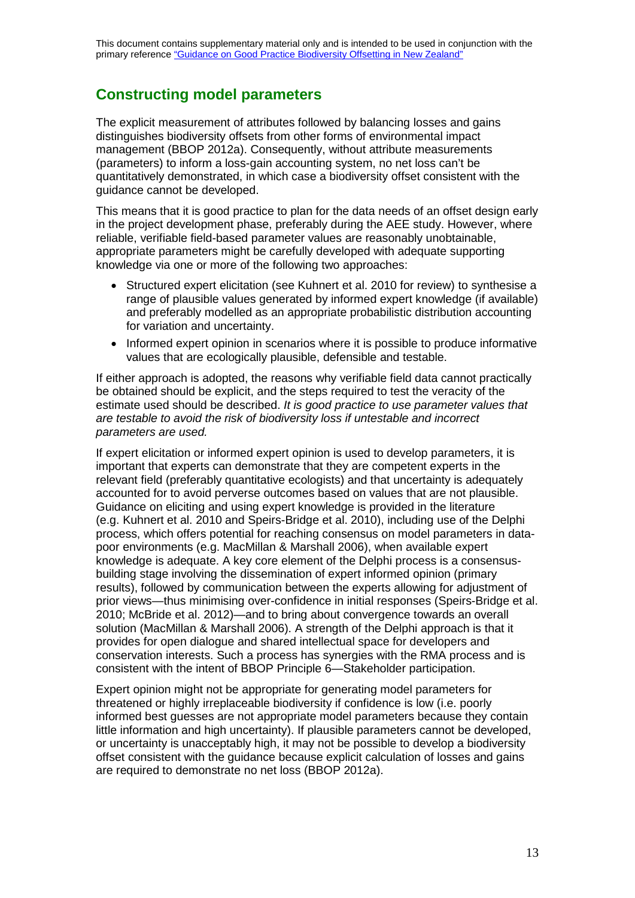This document contains supplementary material only and is intended to be used in conjunction with the primary reference ["Guidance on Good Practice Biodiversity Offsetting in New Zealand"]

## Constructing model parameters

The explicit measurement of attributes followed by balancing losses and gains distinguishes biodiversity offsets from other forms of environmental impact management (BBOP 2012a). Consequently, without attribute measurements (parameters) to inform a loss-gain accounting system, no net loss can't be quantitatively demonstrated, in which case a biodiversity offset consistent with the guidance cannot be developed.

This means that it is good practice to plan for the data needs of an offset design early in the project development phase, preferably during the AEE study. However, where reliable, verifiable field-based parameter values are reasonably unobtainable, appropriate parameters might be carefully developed with adequate supporting knowledge via one or more of the following two approaches:

- Structured expert elicitation (see Kuhnert et al. 2010 for review) to synthesise a range of plausible values generated by informed expert knowledge (if available) and preferably modelled as an appropriate probabilistic distribution accounting for variation and uncertainty.
- Informed expert opinion in scenarios where it is possible to produce informative values that are ecologically plausible, defensible and testable.

If either approach is adopted, the reasons why verifiable field data cannot practically be obtained should be explicit, and the steps required to test the veracity of the estimate used should be described. *It is good practice to use parameter values that are testable to avoid the risk of biodiversity loss if untestable and incorrect parameters are used.*

If expert elicitation or informed expert opinion is used to develop parameters, it is important that experts can demonstrate that they are competent experts in the relevant field (preferably quantitative ecologists) and that uncertainty is adequately accounted for to avoid perverse outcomes based on values that are not plausible. Guidance on eliciting and using expert knowledge is provided in the literature (e.g. Kuhnert et al. 2010 and Speirs-Bridge et al. 2010), including use of the Delphi process, which offers potential for reaching consensus on model parameters in data-poor environments (e.g. MacMillan & Marshall 2006), when available expert knowledge is adequate. A key core element of the Delphi process is a consensus-building stage involving the dissemination of expert informed opinion (primary results), followed by communication between the experts allowing for adjustment of prior views—thus minimising over-confidence in initial responses (Speirs-Bridge et al. 2010; McBride et al. 2012)—and to bring about convergence towards an overall solution (MacMillan & Marshall 2006). A strength of the Delphi approach is that it provides for open dialogue and shared intellectual space for developers and conservation interests. Such a process has synergies with the RMA process and is consistent with the intent of BBOP Principle 6—Stakeholder participation.

Expert opinion might not be appropriate for generating model parameters for threatened or highly irreplaceable biodiversity if confidence is low (i.e. poorly informed best guesses are not appropriate model parameters because they contain little information and high uncertainty). If plausible parameters cannot be developed, or uncertainty is unacceptably high, it may not be possible to develop a biodiversity offset consistent with the guidance because explicit calculation of losses and gains are required to demonstrate no net loss (BBOP 2012a).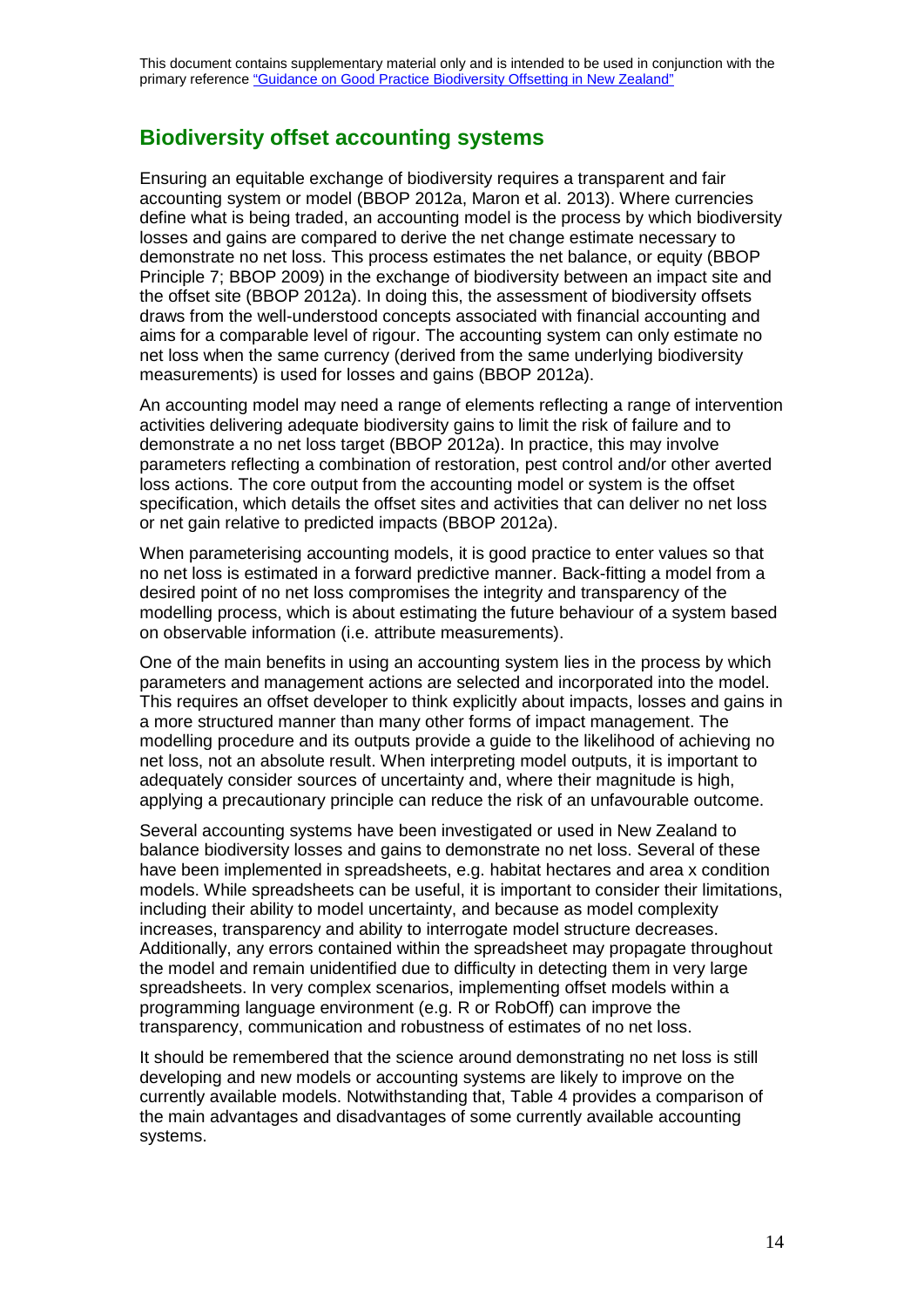This document contains supplementary material only and is intended to be used in conjunction with the primary reference "Guidance on Good Practice Biodiversity Offsetting in New Zealand"

## Biodiversity offset accounting systems

Ensuring an equitable exchange of biodiversity requires a transparent and fair accounting system or model (BBOP 2012a, Maron et al. 2013). Where currencies define what is being traded, an accounting model is the process by which biodiversity losses and gains are compared to derive the net change estimate necessary to demonstrate no net loss. This process estimates the net balance, or equity (BBOP Principle 7; BBOP 2009) in the exchange of biodiversity between an impact site and the offset site (BBOP 2012a). In doing this, the assessment of biodiversity offsets draws from the well-understood concepts associated with financial accounting and aims for a comparable level of rigour. The accounting system can only estimate no net loss when the same currency (derived from the same underlying biodiversity measurements) is used for losses and gains (BBOP 2012a).

An accounting model may need a range of elements reflecting a range of intervention activities delivering adequate biodiversity gains to limit the risk of failure and to demonstrate a no net loss target (BBOP 2012a). In practice, this may involve parameters reflecting a combination of restoration, pest control and/or other averted loss actions. The core output from the accounting model or system is the offset specification, which details the offset sites and activities that can deliver no net loss or net gain relative to predicted impacts (BBOP 2012a).

When parameterising accounting models, it is good practice to enter values so that no net loss is estimated in a forward predictive manner. Back-fitting a model from a desired point of no net loss compromises the integrity and transparency of the modelling process, which is about estimating the future behaviour of a system based on observable information (i.e. attribute measurements).

One of the main benefits in using an accounting system lies in the process by which parameters and management actions are selected and incorporated into the model. This requires an offset developer to think explicitly about impacts, losses and gains in a more structured manner than many other forms of impact management. The modelling procedure and its outputs provide a guide to the likelihood of achieving no net loss, not an absolute result. When interpreting model outputs, it is important to adequately consider sources of uncertainty and, where their magnitude is high, applying a precautionary principle can reduce the risk of an unfavourable outcome.

Several accounting systems have been investigated or used in New Zealand to balance biodiversity losses and gains to demonstrate no net loss. Several of these have been implemented in spreadsheets, e.g. habitat hectares and area x condition models. While spreadsheets can be useful, it is important to consider their limitations, including their ability to model uncertainty, and because as model complexity increases, transparency and ability to interrogate model structure decreases. Additionally, any errors contained within the spreadsheet may propagate throughout the model and remain unidentified due to difficulty in detecting them in very large spreadsheets. In very complex scenarios, implementing offset models within a programming language environment (e.g. R or RobOff) can improve the transparency, communication and robustness of estimates of no net loss.

It should be remembered that the science around demonstrating no net loss is still developing and new models or accounting systems are likely to improve on the currently available models. Notwithstanding that, Table 4 provides a comparison of the main advantages and disadvantages of some currently available accounting systems.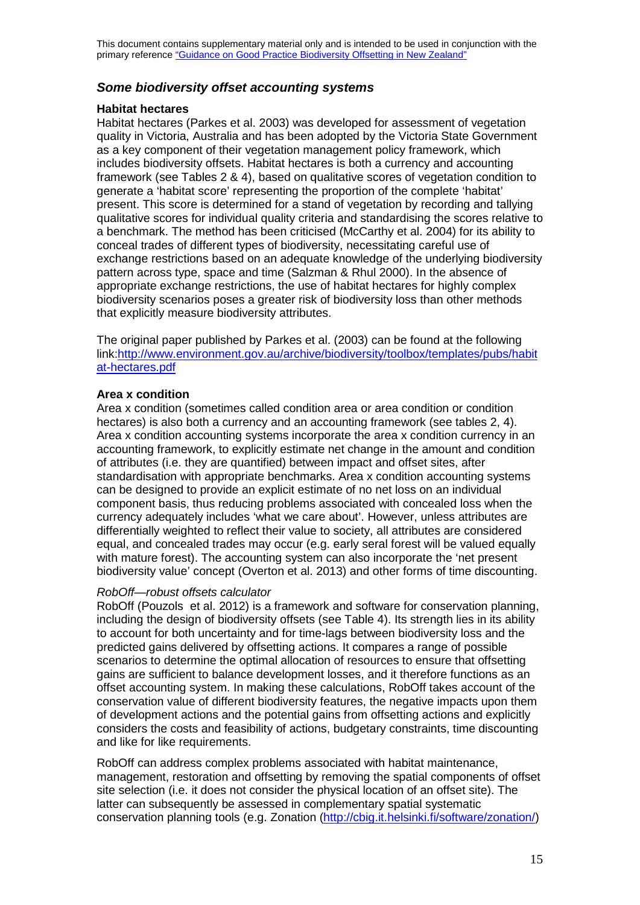This document contains supplementary material only and is intended to be used in conjunction with the primary reference ["Guidance on Good Practice Biodiversity Offsetting in New Zealand"]()

## *Some biodiversity offset accounting systems*

### Habitat hectares

Habitat hectares (Parkes et al. 2003) was developed for assessment of vegetation quality in Victoria, Australia and has been adopted by the Victoria State Government as a key component of their vegetation management policy framework, which includes biodiversity offsets. Habitat hectares is both a currency and accounting framework (see Tables 2 & 4), based on qualitative scores of vegetation condition to generate a 'habitat score' representing the proportion of the complete 'habitat' present. This score is determined for a stand of vegetation by recording and tallying qualitative scores for individual quality criteria and standardising the scores relative to a benchmark. The method has been criticised (McCarthy et al. 2004) for its ability to conceal trades of different types of biodiversity, necessitating careful use of exchange restrictions based on an adequate knowledge of the underlying biodiversity pattern across type, space and time (Salzman & Rhul 2000). In the absence of appropriate exchange restrictions, the use of habitat hectares for highly complex biodiversity scenarios poses a greater risk of biodiversity loss than other methods that explicitly measure biodiversity attributes.

The original paper published by Parkes et al. (2003) can be found at the following link:[http://www.environment.gov.au/archive/biodiversity/toolbox/templates/pubs/habitat-hectares.pdf](http://www.environment.gov.au/archive/biodiversity/toolbox/templates/pubs/habitat-hectares.pdf)

### Area x condition

Area x condition (sometimes called condition area or area condition or condition hectares) is also both a currency and an accounting framework (see tables 2, 4). Area x condition accounting systems incorporate the area x condition currency in an accounting framework, to explicitly estimate net change in the amount and condition of attributes (i.e. they are quantified) between impact and offset sites, after standardisation with appropriate benchmarks. Area x condition accounting systems can be designed to provide an explicit estimate of no net loss on an individual component basis, thus reducing problems associated with concealed loss when the currency adequately includes 'what we care about'. However, unless attributes are differentially weighted to reflect their value to society, all attributes are considered equal, and concealed trades may occur (e.g. early seral forest will be valued equally with mature forest). The accounting system can also incorporate the 'net present biodiversity value' concept (Overton et al. 2013) and other forms of time discounting.

#### *RobOff—robust offsets calculator*

RobOff (Pouzols et al. 2012) is a framework and software for conservation planning, including the design of biodiversity offsets (see Table 4). Its strength lies in its ability to account for both uncertainty and for time-lags between biodiversity loss and the predicted gains delivered by offsetting actions. It compares a range of possible scenarios to determine the optimal allocation of resources to ensure that offsetting gains are sufficient to balance development losses, and it therefore functions as an offset accounting system. In making these calculations, RobOff takes account of the conservation value of different biodiversity features, the negative impacts upon them of development actions and the potential gains from offsetting actions and explicitly considers the costs and feasibility of actions, budgetary constraints, time discounting and like for like requirements.

RobOff can address complex problems associated with habitat maintenance, management, restoration and offsetting by removing the spatial components of offset site selection (i.e. it does not consider the physical location of an offset site). The latter can subsequently be assessed in complementary spatial systematic conservation planning tools (e.g. Zonation ([http://cbig.it.helsinki.fi/software/zonation/](http://cbig.it.helsinki.fi/software/zonation/))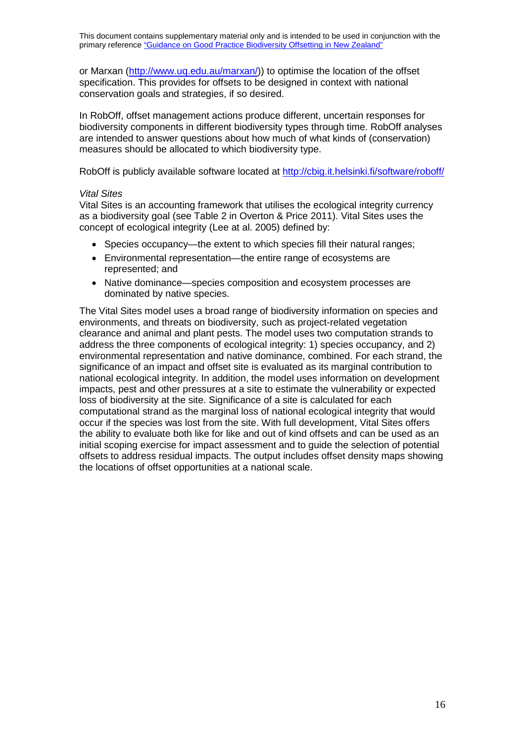or Marxan (http://www.uq.edu.au/marxan/)) to optimise the location of the offset specification. This provides for offsets to be designed in context with national conservation goals and strategies, if so desired.

In RobOff, offset management actions produce different, uncertain responses for biodiversity components in different biodiversity types through time. RobOff analyses are intended to answer questions about how much of what kinds of (conservation) measures should be allocated to which biodiversity type.

RobOff is publicly available software located at http://cbig.it.helsinki.fi/software/roboff/

*Vital Sites*

Vital Sites is an accounting framework that utilises the ecological integrity currency as a biodiversity goal (see Table 2 in Overton & Price 2011). Vital Sites uses the concept of ecological integrity (Lee at al. 2005) defined by:

- Species occupancy—the extent to which species fill their natural ranges;
- Environmental representation—the entire range of ecosystems are represented; and
- Native dominance—species composition and ecosystem processes are dominated by native species.

The Vital Sites model uses a broad range of biodiversity information on species and environments, and threats on biodiversity, such as project-related vegetation clearance and animal and plant pests. The model uses two computation strands to address the three components of ecological integrity: 1) species occupancy, and 2) environmental representation and native dominance, combined. For each strand, the significance of an impact and offset site is evaluated as its marginal contribution to national ecological integrity. In addition, the model uses information on development impacts, pest and other pressures at a site to estimate the vulnerability or expected loss of biodiversity at the site. Significance of a site is calculated for each computational strand as the marginal loss of national ecological integrity that would occur if the species was lost from the site. With full development, Vital Sites offers the ability to evaluate both like for like and out of kind offsets and can be used as an initial scoping exercise for impact assessment and to guide the selection of potential offsets to address residual impacts. The output includes offset density maps showing the locations of offset opportunities at a national scale.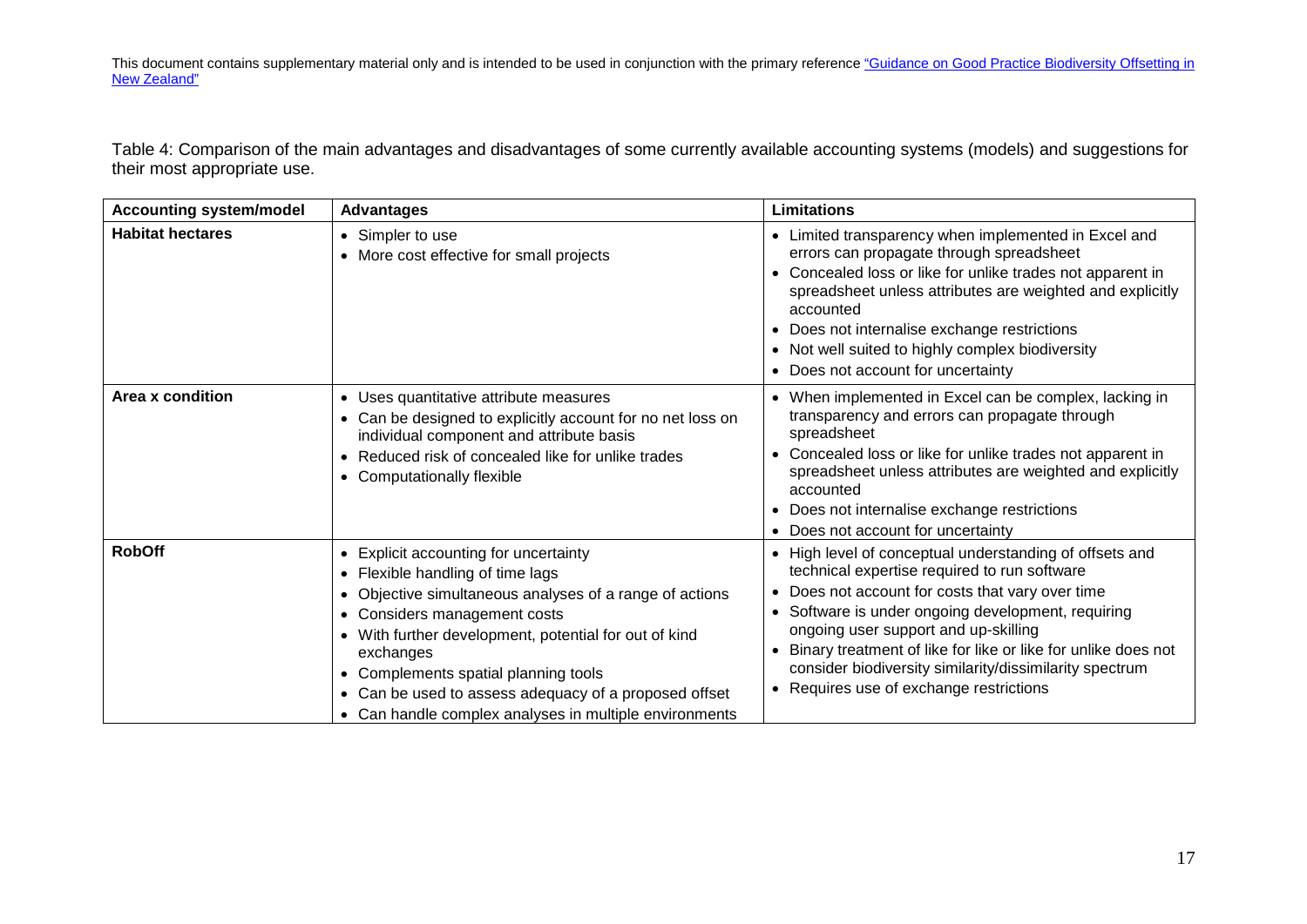This document contains supplementary material only and is intended to be used in conjunction with the primary reference "Guidance on Good Practice Biodiversity Offsetting in New Zealand"

Table 4: Comparison of the main advantages and disadvantages of some currently available accounting systems (models) and suggestions for their most appropriate use.

| Accounting system/model | Advantages | Limitations |
|---|---|---|
| **Habitat hectares** | • Simpler to use<br>• More cost effective for small projects | • Limited transparency when implemented in Excel and errors can propagate through spreadsheet<br>• Concealed loss or like for unlike trades not apparent in spreadsheet unless attributes are weighted and explicitly accounted<br>• Does not internalise exchange restrictions<br>• Not well suited to highly complex biodiversity<br>• Does not account for uncertainty |
| **Area x condition** | • Uses quantitative attribute measures<br>• Can be designed to explicitly account for no net loss on individual component and attribute basis<br>• Reduced risk of concealed like for unlike trades<br>• Computationally flexible | • When implemented in Excel can be complex, lacking in transparency and errors can propagate through spreadsheet<br>• Concealed loss or like for unlike trades not apparent in spreadsheet unless attributes are weighted and explicitly accounted<br>• Does not internalise exchange restrictions<br>• Does not account for uncertainty |
| **RobOff** | • Explicit accounting for uncertainty<br>• Flexible handling of time lags<br>• Objective simultaneous analyses of a range of actions<br>• Considers management costs<br>• With further development, potential for out of kind exchanges<br>• Complements spatial planning tools<br>• Can be used to assess adequacy of a proposed offset<br>• Can handle complex analyses in multiple environments | • High level of conceptual understanding of offsets and technical expertise required to run software<br>• Does not account for costs that vary over time<br>• Software is under ongoing development, requiring ongoing user support and up-skilling<br>• Binary treatment of like for like or like for unlike does not consider biodiversity similarity/dissimilarity spectrum<br>• Requires use of exchange restrictions |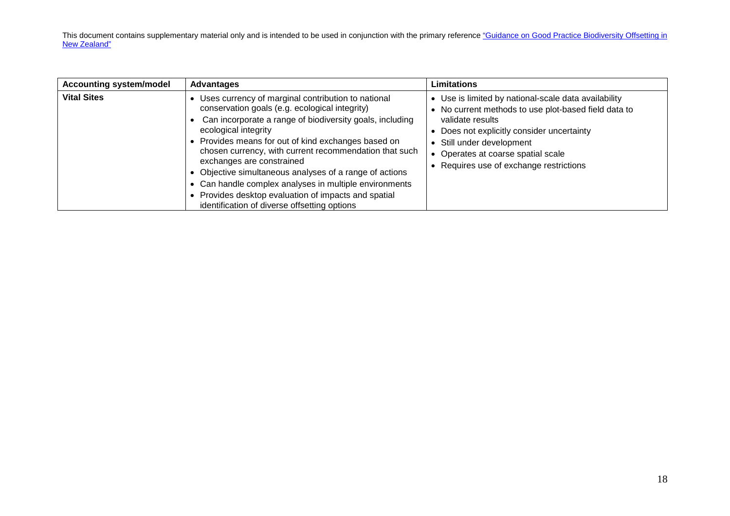This document contains supplementary material only and is intended to be used in conjunction with the primary reference "Guidance on Good Practice Biodiversity Offsetting in New Zealand"

| Accounting system/model | Advantages | Limitations |
| --- | --- | --- |
| **Vital Sites** | • Uses currency of marginal contribution to national conservation goals (e.g. ecological integrity)<br>• Can incorporate a range of biodiversity goals, including ecological integrity<br>• Provides means for out of kind exchanges based on chosen currency, with current recommendation that such exchanges are constrained<br>• Objective simultaneous analyses of a range of actions<br>• Can handle complex analyses in multiple environments<br>• Provides desktop evaluation of impacts and spatial identification of diverse offsetting options | • Use is limited by national-scale data availability<br>• No current methods to use plot-based field data to validate results<br>• Does not explicitly consider uncertainty<br>• Still under development<br>• Operates at coarse spatial scale<br>• Requires use of exchange restrictions |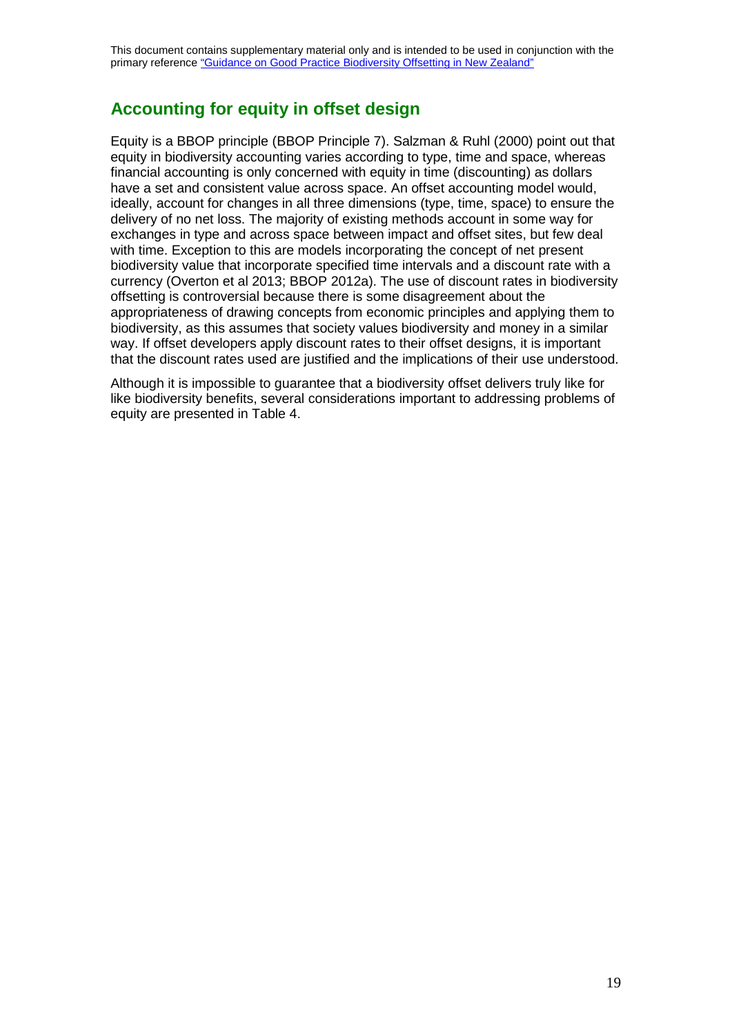## Accounting for equity in offset design

Equity is a BBOP principle (BBOP Principle 7). Salzman & Ruhl (2000) point out that equity in biodiversity accounting varies according to type, time and space, whereas financial accounting is only concerned with equity in time (discounting) as dollars have a set and consistent value across space. An offset accounting model would, ideally, account for changes in all three dimensions (type, time, space) to ensure the delivery of no net loss. The majority of existing methods account in some way for exchanges in type and across space between impact and offset sites, but few deal with time. Exception to this are models incorporating the concept of net present biodiversity value that incorporate specified time intervals and a discount rate with a currency (Overton et al 2013; BBOP 2012a). The use of discount rates in biodiversity offsetting is controversial because there is some disagreement about the appropriateness of drawing concepts from economic principles and applying them to biodiversity, as this assumes that society values biodiversity and money in a similar way. If offset developers apply discount rates to their offset designs, it is important that the discount rates used are justified and the implications of their use understood.

Although it is impossible to guarantee that a biodiversity offset delivers truly like for like biodiversity benefits, several considerations important to addressing problems of equity are presented in Table 4.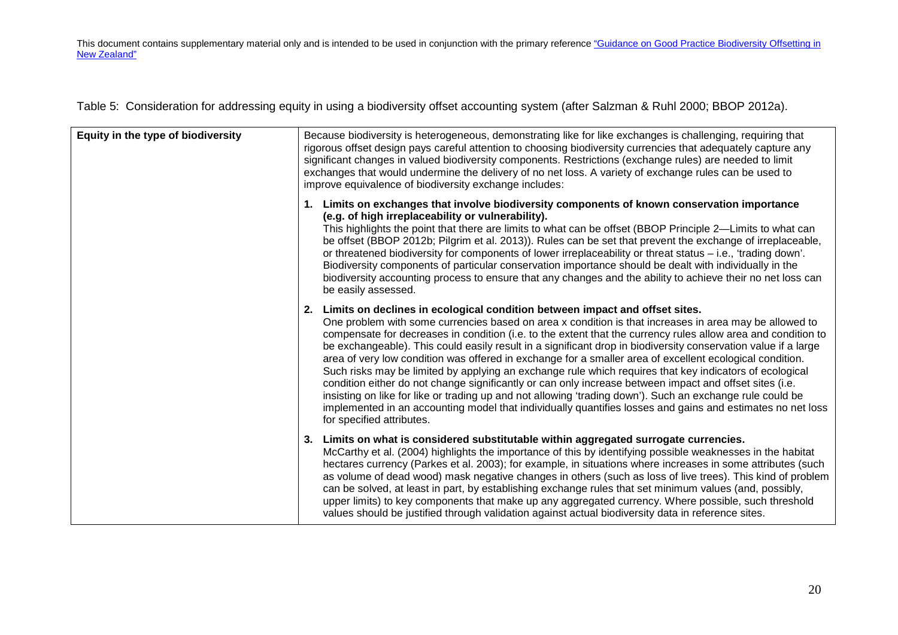This document contains supplementary material only and is intended to be used in conjunction with the primary reference ["Guidance on Good Practice Biodiversity Offsetting in New Zealand"]

Table 5: Consideration for addressing equity in using a biodiversity offset accounting system (after Salzman & Ruhl 2000; BBOP 2012a).

| | |
|---|---|
| **Equity in the type of biodiversity** | Because biodiversity is heterogeneous, demonstrating like for like exchanges is challenging, requiring that rigorous offset design pays careful attention to choosing biodiversity currencies that adequately capture any significant changes in valued biodiversity components. Restrictions (exchange rules) are needed to limit exchanges that would undermine the delivery of no net loss. A variety of exchange rules can be used to improve equivalence of biodiversity exchange includes:<br><br>**1. Limits on exchanges that involve biodiversity components of known conservation importance (e.g. of high irreplaceability or vulnerability).**<br>This highlights the point that there are limits to what can be offset (BBOP Principle 2—Limits to what can be offset (BBOP 2012b; Pilgrim et al. 2013)). Rules can be set that prevent the exchange of irreplaceable, or threatened biodiversity for components of lower irreplaceability or threat status – i.e., 'trading down'. Biodiversity components of particular conservation importance should be dealt with individually in the biodiversity accounting process to ensure that any changes and the ability to achieve their no net loss can be easily assessed.<br><br>**2. Limits on declines in ecological condition between impact and offset sites.**<br>One problem with some currencies based on area x condition is that increases in area may be allowed to compensate for decreases in condition (i.e. to the extent that the currency rules allow area and condition to be exchangeable). This could easily result in a significant drop in biodiversity conservation value if a large area of very low condition was offered in exchange for a smaller area of excellent ecological condition. Such risks may be limited by applying an exchange rule which requires that key indicators of ecological condition either do not change significantly or can only increase between impact and offset sites (i.e. insisting on like for like or trading up and not allowing 'trading down'). Such an exchange rule could be implemented in an accounting model that individually quantifies losses and gains and estimates no net loss for specified attributes.<br><br>**3. Limits on what is considered substitutable within aggregated surrogate currencies.**<br>McCarthy et al. (2004) highlights the importance of this by identifying possible weaknesses in the habitat hectares currency (Parkes et al. 2003); for example, in situations where increases in some attributes (such as volume of dead wood) mask negative changes in others (such as loss of live trees). This kind of problem can be solved, at least in part, by establishing exchange rules that set minimum values (and, possibly, upper limits) to key components that make up any aggregated currency. Where possible, such threshold values should be justified through validation against actual biodiversity data in reference sites. |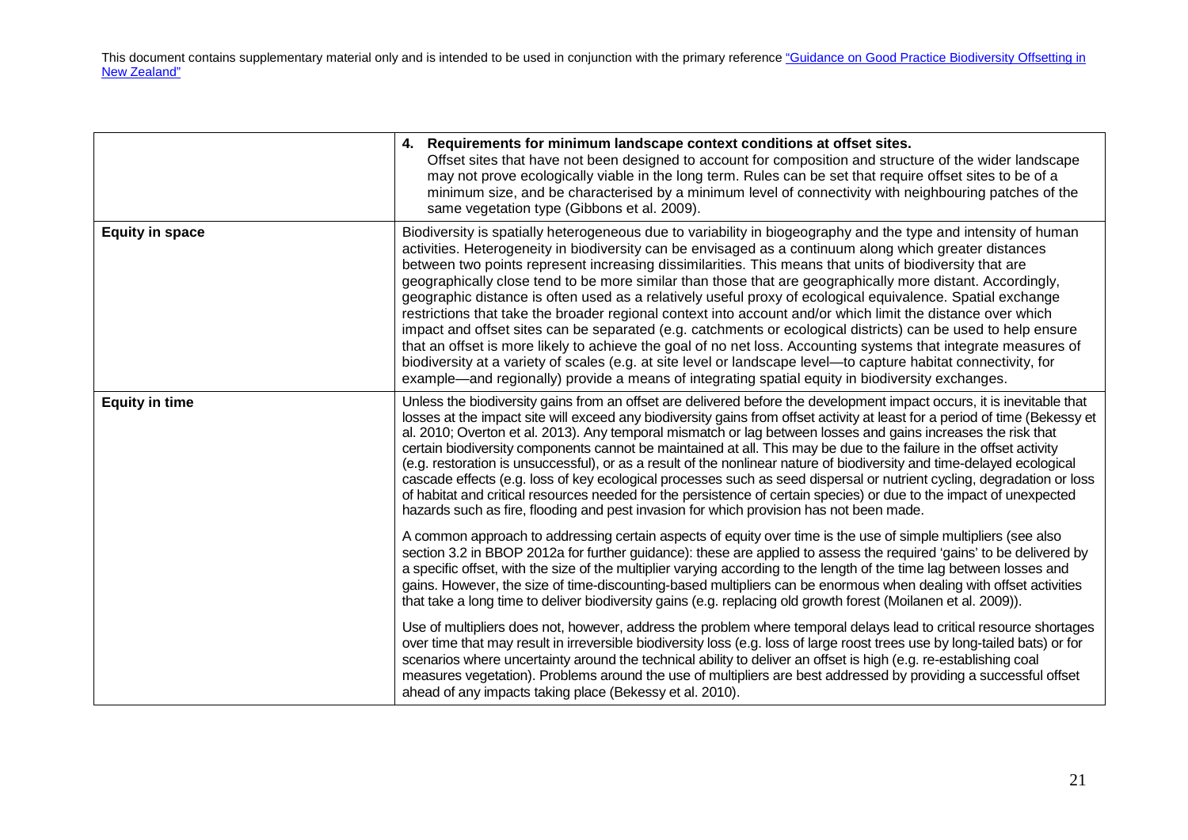This document contains supplementary material only and is intended to be used in conjunction with the primary reference ["Guidance on Good Practice Biodiversity Offsetting in New Zealand"]()

| | |
|---|---|
| | **4. Requirements for minimum landscape context conditions at offset sites.** Offset sites that have not been designed to account for composition and structure of the wider landscape may not prove ecologically viable in the long term. Rules can be set that require offset sites to be of a minimum size, and be characterised by a minimum level of connectivity with neighbouring patches of the same vegetation type (Gibbons et al. 2009). |
| **Equity in space** | Biodiversity is spatially heterogeneous due to variability in biogeography and the type and intensity of human activities. Heterogeneity in biodiversity can be envisaged as a continuum along which greater distances between two points represent increasing dissimilarities. This means that units of biodiversity that are geographically close tend to be more similar than those that are geographically more distant. Accordingly, geographic distance is often used as a relatively useful proxy of ecological equivalence. Spatial exchange restrictions that take the broader regional context into account and/or which limit the distance over which impact and offset sites can be separated (e.g. catchments or ecological districts) can be used to help ensure that an offset is more likely to achieve the goal of no net loss. Accounting systems that integrate measures of biodiversity at a variety of scales (e.g. at site level or landscape level—to capture habitat connectivity, for example—and regionally) provide a means of integrating spatial equity in biodiversity exchanges. |
| **Equity in time** | Unless the biodiversity gains from an offset are delivered before the development impact occurs, it is inevitable that losses at the impact site will exceed any biodiversity gains from offset activity at least for a period of time (Bekessy et al. 2010; Overton et al. 2013). Any temporal mismatch or lag between losses and gains increases the risk that certain biodiversity components cannot be maintained at all. This may be due to the failure in the offset activity (e.g. restoration is unsuccessful), or as a result of the nonlinear nature of biodiversity and time-delayed ecological cascade effects (e.g. loss of key ecological processes such as seed dispersal or nutrient cycling, degradation or loss of habitat and critical resources needed for the persistence of certain species) or due to the impact of unexpected hazards such as fire, flooding and pest invasion for which provision has not been made.<br><br>A common approach to addressing certain aspects of equity over time is the use of simple multipliers (see also section 3.2 in BBOP 2012a for further guidance): these are applied to assess the required 'gains' to be delivered by a specific offset, with the size of the multiplier varying according to the length of the time lag between losses and gains. However, the size of time-discounting-based multipliers can be enormous when dealing with offset activities that take a long time to deliver biodiversity gains (e.g. replacing old growth forest (Moilanen et al. 2009)).<br><br>Use of multipliers does not, however, address the problem where temporal delays lead to critical resource shortages over time that may result in irreversible biodiversity loss (e.g. loss of large roost trees use by long-tailed bats) or for scenarios where uncertainty around the technical ability to deliver an offset is high (e.g. re-establishing coal measures vegetation). Problems around the use of multipliers are best addressed by providing a successful offset ahead of any impacts taking place (Bekessy et al. 2010). |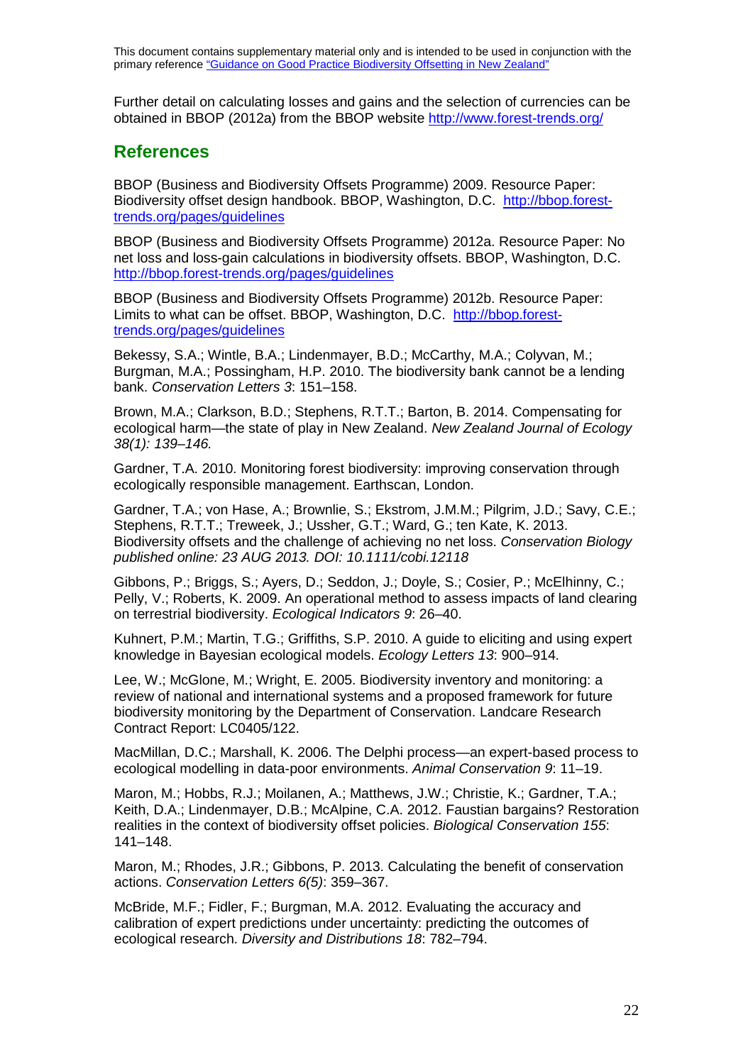Further detail on calculating losses and gains and the selection of currencies can be obtained in BBOP (2012a) from the BBOP website http://www.forest-trends.org/

## References

BBOP (Business and Biodiversity Offsets Programme) 2009. Resource Paper: Biodiversity offset design handbook. BBOP, Washington, D.C. http://bbop.forest-trends.org/pages/guidelines

BBOP (Business and Biodiversity Offsets Programme) 2012a. Resource Paper: No net loss and loss-gain calculations in biodiversity offsets. BBOP, Washington, D.C. http://bbop.forest-trends.org/pages/guidelines

BBOP (Business and Biodiversity Offsets Programme) 2012b. Resource Paper: Limits to what can be offset. BBOP, Washington, D.C. http://bbop.forest-trends.org/pages/guidelines

Bekessy, S.A.; Wintle, B.A.; Lindenmayer, B.D.; McCarthy, M.A.; Colyvan, M.; Burgman, M.A.; Possingham, H.P. 2010. The biodiversity bank cannot be a lending bank. *Conservation Letters 3*: 151–158.

Brown, M.A.; Clarkson, B.D.; Stephens, R.T.T.; Barton, B. 2014. Compensating for ecological harm—the state of play in New Zealand. *New Zealand Journal of Ecology 38(1): 139–146.*

Gardner, T.A. 2010. Monitoring forest biodiversity: improving conservation through ecologically responsible management. Earthscan, London.

Gardner, T.A.; von Hase, A.; Brownlie, S.; Ekstrom, J.M.M.; Pilgrim, J.D.; Savy, C.E.; Stephens, R.T.T.; Treweek, J.; Ussher, G.T.; Ward, G.; ten Kate, K. 2013. Biodiversity offsets and the challenge of achieving no net loss. *Conservation Biology published online: 23 AUG 2013. DOI: 10.1111/cobi.12118*

Gibbons, P.; Briggs, S.; Ayers, D.; Seddon, J.; Doyle, S.; Cosier, P.; McElhinny, C.; Pelly, V.; Roberts, K. 2009. An operational method to assess impacts of land clearing on terrestrial biodiversity. *Ecological Indicators 9*: 26–40.

Kuhnert, P.M.; Martin, T.G.; Griffiths, S.P. 2010. A guide to eliciting and using expert knowledge in Bayesian ecological models. *Ecology Letters 13*: 900–914.

Lee, W.; McGlone, M.; Wright, E. 2005. Biodiversity inventory and monitoring: a review of national and international systems and a proposed framework for future biodiversity monitoring by the Department of Conservation. Landcare Research Contract Report: LC0405/122.

MacMillan, D.C.; Marshall, K. 2006. The Delphi process—an expert-based process to ecological modelling in data-poor environments. *Animal Conservation 9*: 11–19.

Maron, M.; Hobbs, R.J.; Moilanen, A.; Matthews, J.W.; Christie, K.; Gardner, T.A.; Keith, D.A.; Lindenmayer, D.B.; McAlpine, C.A. 2012. Faustian bargains? Restoration realities in the context of biodiversity offset policies. *Biological Conservation 155*: 141–148.

Maron, M.; Rhodes, J.R.; Gibbons, P. 2013. Calculating the benefit of conservation actions. *Conservation Letters 6(5)*: 359–367.

McBride, M.F.; Fidler, F.; Burgman, M.A. 2012. Evaluating the accuracy and calibration of expert predictions under uncertainty: predicting the outcomes of ecological research. *Diversity and Distributions 18*: 782–794.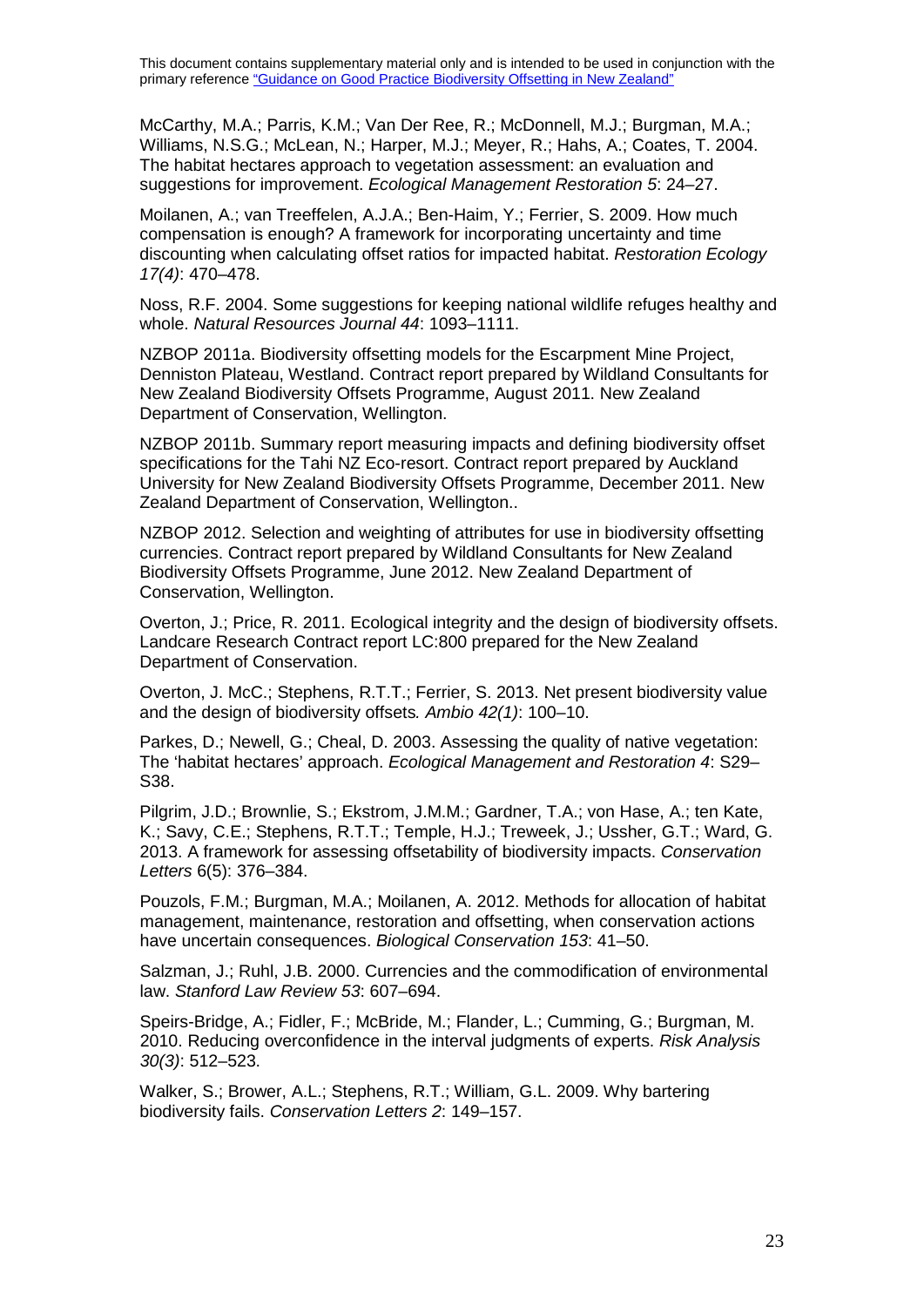This document contains supplementary material only and is intended to be used in conjunction with the primary reference "Guidance on Good Practice Biodiversity Offsetting in New Zealand"

McCarthy, M.A.; Parris, K.M.; Van Der Ree, R.; McDonnell, M.J.; Burgman, M.A.; Williams, N.S.G.; McLean, N.; Harper, M.J.; Meyer, R.; Hahs, A.; Coates, T. 2004. The habitat hectares approach to vegetation assessment: an evaluation and suggestions for improvement. *Ecological Management Restoration 5*: 24–27.

Moilanen, A.; van Treeffelen, A.J.A.; Ben-Haim, Y.; Ferrier, S. 2009. How much compensation is enough? A framework for incorporating uncertainty and time discounting when calculating offset ratios for impacted habitat. *Restoration Ecology 17(4)*: 470–478.

Noss, R.F. 2004. Some suggestions for keeping national wildlife refuges healthy and whole. *Natural Resources Journal 44*: 1093–1111.

NZBOP 2011a. Biodiversity offsetting models for the Escarpment Mine Project, Denniston Plateau, Westland. Contract report prepared by Wildland Consultants for New Zealand Biodiversity Offsets Programme, August 2011. New Zealand Department of Conservation, Wellington.

NZBOP 2011b. Summary report measuring impacts and defining biodiversity offset specifications for the Tahi NZ Eco-resort. Contract report prepared by Auckland University for New Zealand Biodiversity Offsets Programme, December 2011. New Zealand Department of Conservation, Wellington..

NZBOP 2012. Selection and weighting of attributes for use in biodiversity offsetting currencies. Contract report prepared by Wildland Consultants for New Zealand Biodiversity Offsets Programme, June 2012. New Zealand Department of Conservation, Wellington.

Overton, J.; Price, R. 2011. Ecological integrity and the design of biodiversity offsets. Landcare Research Contract report LC:800 prepared for the New Zealand Department of Conservation.

Overton, J. McC.; Stephens, R.T.T.; Ferrier, S. 2013. Net present biodiversity value and the design of biodiversity offsets*. Ambio 42(1)*: 100–10.

Parkes, D.; Newell, G.; Cheal, D. 2003. Assessing the quality of native vegetation: The 'habitat hectares' approach. *Ecological Management and Restoration 4*: S29–S38.

Pilgrim, J.D.; Brownlie, S.; Ekstrom, J.M.M.; Gardner, T.A.; von Hase, A.; ten Kate, K.; Savy, C.E.; Stephens, R.T.T.; Temple, H.J.; Treweek, J.; Ussher, G.T.; Ward, G. 2013. A framework for assessing offsetability of biodiversity impacts. *Conservation Letters* 6(5): 376–384.

Pouzols, F.M.; Burgman, M.A.; Moilanen, A. 2012. Methods for allocation of habitat management, maintenance, restoration and offsetting, when conservation actions have uncertain consequences. *Biological Conservation 153*: 41–50.

Salzman, J.; Ruhl, J.B. 2000. Currencies and the commodification of environmental law. *Stanford Law Review 53*: 607–694.

Speirs-Bridge, A.; Fidler, F.; McBride, M.; Flander, L.; Cumming, G.; Burgman, M. 2010. Reducing overconfidence in the interval judgments of experts. *Risk Analysis 30(3)*: 512–523.

Walker, S.; Brower, A.L.; Stephens, R.T.; William, G.L. 2009. Why bartering biodiversity fails. *Conservation Letters 2*: 149–157.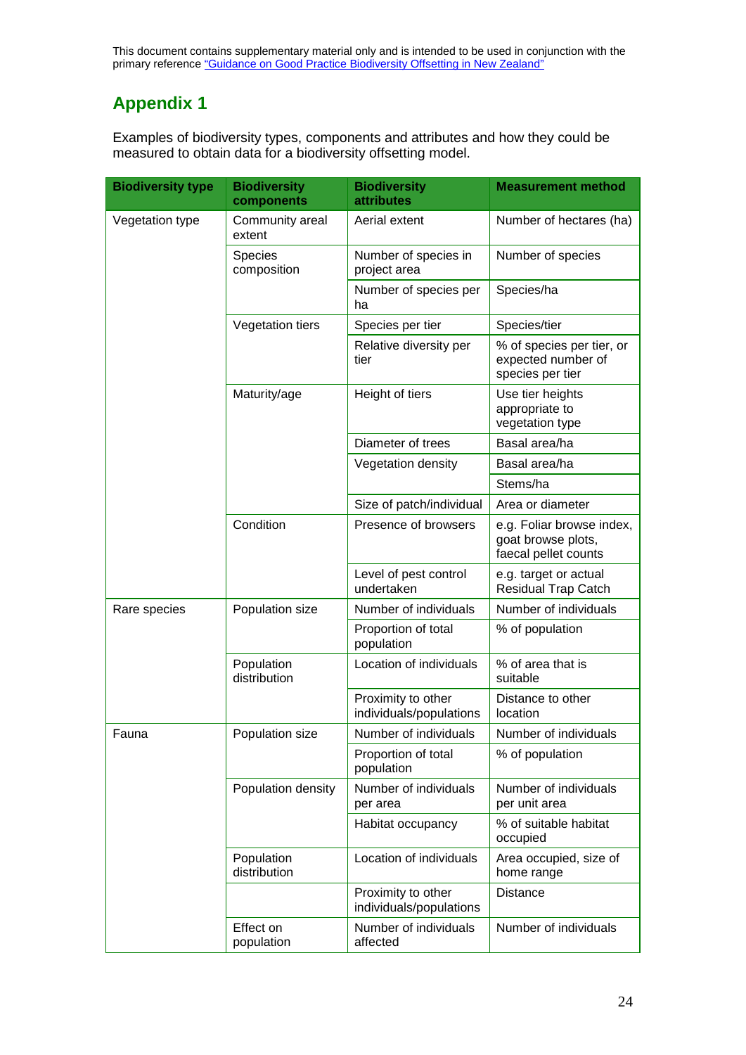This document contains supplementary material only and is intended to be used in conjunction with the primary reference "Guidance on Good Practice Biodiversity Offsetting in New Zealand"

# Appendix 1

Examples of biodiversity types, components and attributes and how they could be measured to obtain data for a biodiversity offsetting model.

| Biodiversity type | Biodiversity components | Biodiversity attributes | Measurement method |
|---|---|---|---|
| Vegetation type | Community areal extent | Aerial extent | Number of hectares (ha) |
| | Species composition | Number of species in project area | Number of species |
| | | Number of species per ha | Species/ha |
| | Vegetation tiers | Species per tier | Species/tier |
| | | Relative diversity per tier | % of species per tier, or expected number of species per tier |
| | Maturity/age | Height of tiers | Use tier heights appropriate to vegetation type |
| | | Diameter of trees | Basal area/ha |
| | | Vegetation density | Basal area/ha |
| | | | Stems/ha |
| | | Size of patch/individual | Area or diameter |
| | Condition | Presence of browsers | e.g. Foliar browse index, goat browse plots, faecal pellet counts |
| | | Level of pest control undertaken | e.g. target or actual Residual Trap Catch |
| Rare species | Population size | Number of individuals | Number of individuals |
| | | Proportion of total population | % of population |
| | Population distribution | Location of individuals | % of area that is suitable |
| | | Proximity to other individuals/populations | Distance to other location |
| Fauna | Population size | Number of individuals | Number of individuals |
| | | Proportion of total population | % of population |
| | Population density | Number of individuals per area | Number of individuals per unit area |
| | | Habitat occupancy | % of suitable habitat occupied |
| | Population distribution | Location of individuals | Area occupied, size of home range |
| | | Proximity to other individuals/populations | Distance |
| | Effect on population | Number of individuals affected | Number of individuals |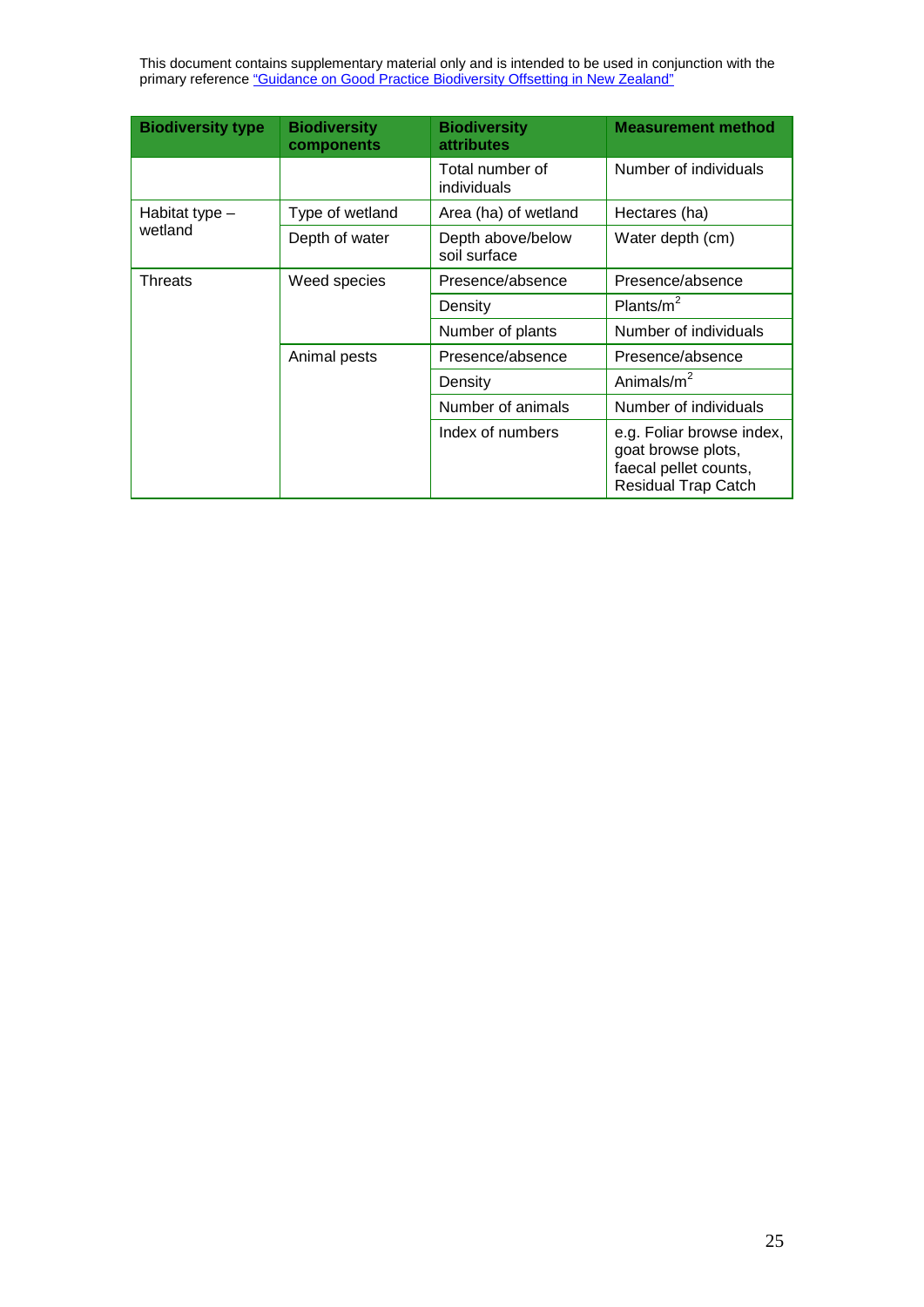This document contains supplementary material only and is intended to be used in conjunction with the primary reference "Guidance on Good Practice Biodiversity Offsetting in New Zealand"

| Biodiversity type | Biodiversity components | Biodiversity attributes | Measurement method |
|---|---|---|---|
| | | Total number of individuals | Number of individuals |
| Habitat type – wetland | Type of wetland | Area (ha) of wetland | Hectares (ha) |
| | Depth of water | Depth above/below soil surface | Water depth (cm) |
| Threats | Weed species | Presence/absence | Presence/absence |
| | | Density | Plants/m$^2$ |
| | | Number of plants | Number of individuals |
| | Animal pests | Presence/absence | Presence/absence |
| | | Density | Animals/m$^2$ |
| | | Number of animals | Number of individuals |
| | | Index of numbers | e.g. Foliar browse index, goat browse plots, faecal pellet counts, Residual Trap Catch |